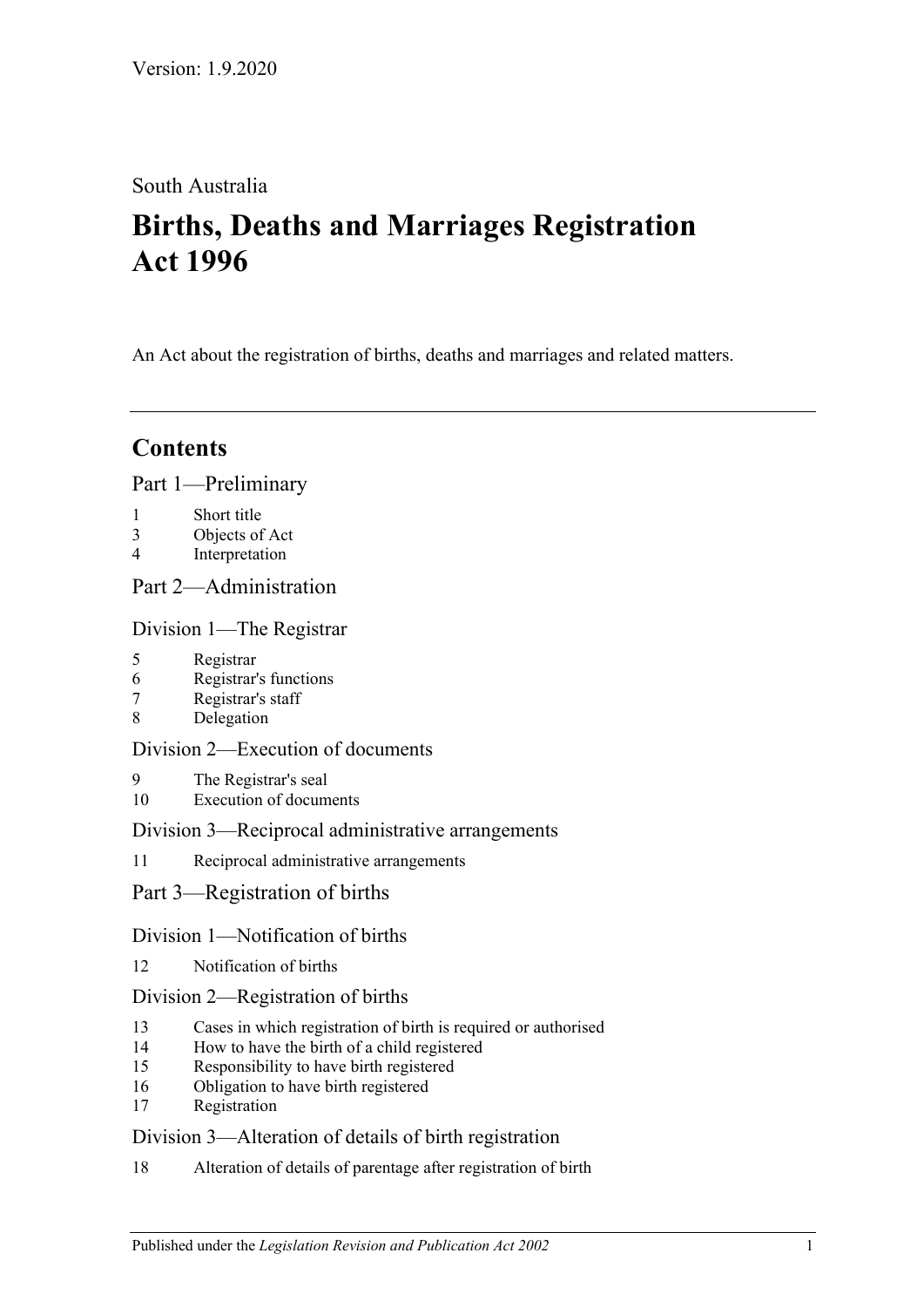Version: 1.9.2020

South Australia

# Births, Deaths and Marriages Registration Act 1996

An Act about the registration of births, deaths and marriages and related matters.

---

## Contents

### Part 1—Preliminary

1 Short title
3 Objects of Act
4 Interpretation

### Part 2—Administration

#### Division 1—The Registrar

5 Registrar
6 Registrar's functions
7 Registrar's staff
8 Delegation

#### Division 2—Execution of documents

9 The Registrar's seal
10 Execution of documents

#### Division 3—Reciprocal administrative arrangements

11 Reciprocal administrative arrangements

### Part 3—Registration of births

#### Division 1—Notification of births

12 Notification of births

#### Division 2—Registration of births

13 Cases in which registration of birth is required or authorised
14 How to have the birth of a child registered
15 Responsibility to have birth registered
16 Obligation to have birth registered
17 Registration

#### Division 3—Alteration of details of birth registration

18 Alteration of details of parentage after registration of birth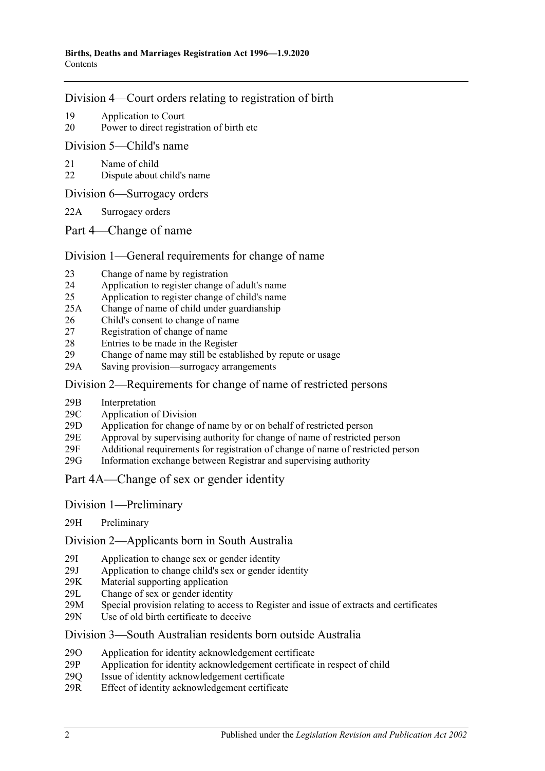## Division 4—Court orders relating to registration of birth

19 Application to Court
20 Power to direct registration of birth etc

## Division 5—Child's name

21 Name of child
22 Dispute about child's name

## Division 6—Surrogacy orders

22A Surrogacy orders

# Part 4—Change of name

## Division 1—General requirements for change of name

23 Change of name by registration
24 Application to register change of adult's name
25 Application to register change of child's name
25A Change of name of child under guardianship
26 Child's consent to change of name
27 Registration of change of name
28 Entries to be made in the Register
29 Change of name may still be established by repute or usage
29A Saving provision—surrogacy arrangements

## Division 2—Requirements for change of name of restricted persons

29B Interpretation
29C Application of Division
29D Application for change of name by or on behalf of restricted person
29E Approval by supervising authority for change of name of restricted person
29F Additional requirements for registration of change of name of restricted person
29G Information exchange between Registrar and supervising authority

# Part 4A—Change of sex or gender identity

## Division 1—Preliminary

29H Preliminary

## Division 2—Applicants born in South Australia

29I Application to change sex or gender identity
29J Application to change child's sex or gender identity
29K Material supporting application
29L Change of sex or gender identity
29M Special provision relating to access to Register and issue of extracts and certificates
29N Use of old birth certificate to deceive

## Division 3—South Australian residents born outside Australia

29O Application for identity acknowledgement certificate
29P Application for identity acknowledgement certificate in respect of child
29Q Issue of identity acknowledgement certificate
29R Effect of identity acknowledgement certificate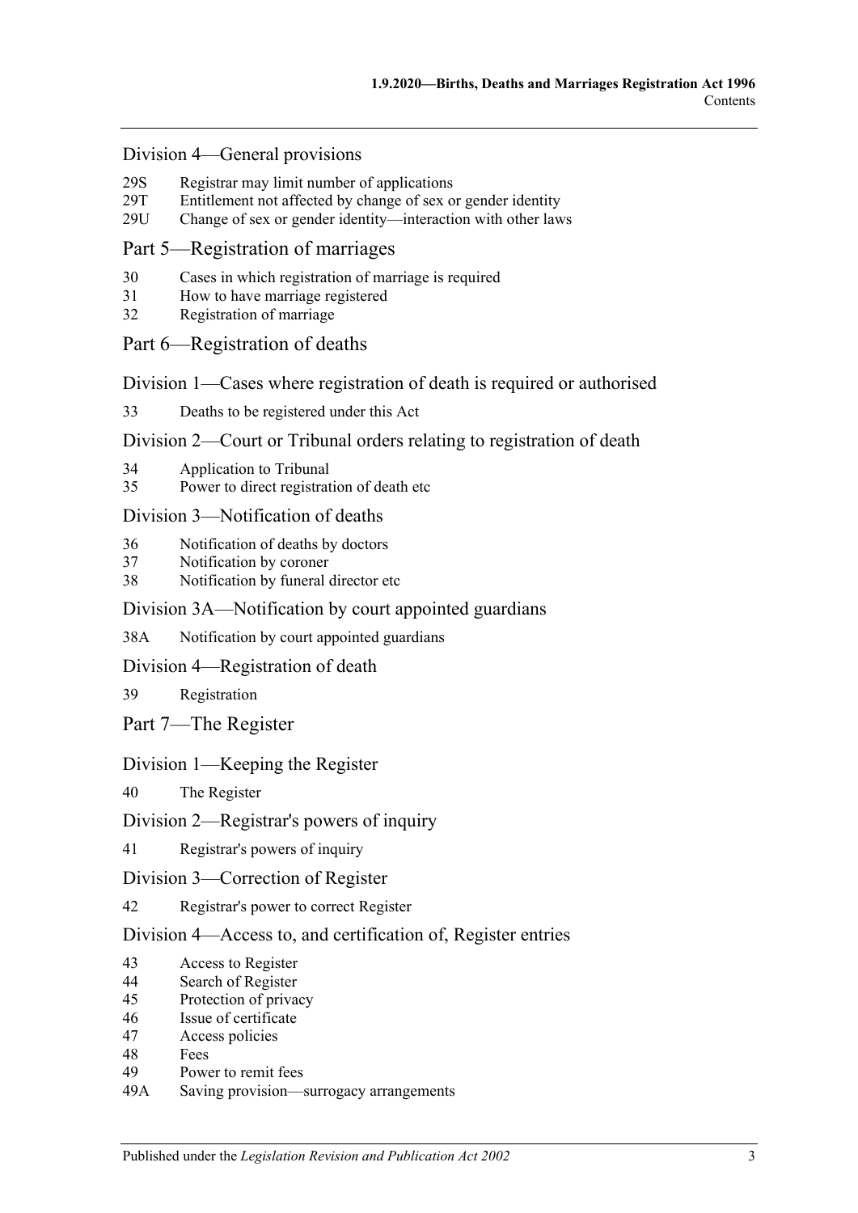### Division 4—General provisions

29S Registrar may limit number of applications
29T Entitlement not affected by change of sex or gender identity
29U Change of sex or gender identity—interaction with other laws

## Part 5—Registration of marriages

30 Cases in which registration of marriage is required
31 How to have marriage registered
32 Registration of marriage

## Part 6—Registration of deaths

### Division 1—Cases where registration of death is required or authorised

33 Deaths to be registered under this Act

### Division 2—Court or Tribunal orders relating to registration of death

34 Application to Tribunal
35 Power to direct registration of death etc

### Division 3—Notification of deaths

36 Notification of deaths by doctors
37 Notification by coroner
38 Notification by funeral director etc

### Division 3A—Notification by court appointed guardians

38A Notification by court appointed guardians

### Division 4—Registration of death

39 Registration

## Part 7—The Register

### Division 1—Keeping the Register

40 The Register

### Division 2—Registrar's powers of inquiry

41 Registrar's powers of inquiry

### Division 3—Correction of Register

42 Registrar's power to correct Register

### Division 4—Access to, and certification of, Register entries

43 Access to Register
44 Search of Register
45 Protection of privacy
46 Issue of certificate
47 Access policies
48 Fees
49 Power to remit fees
49A Saving provision—surrogacy arrangements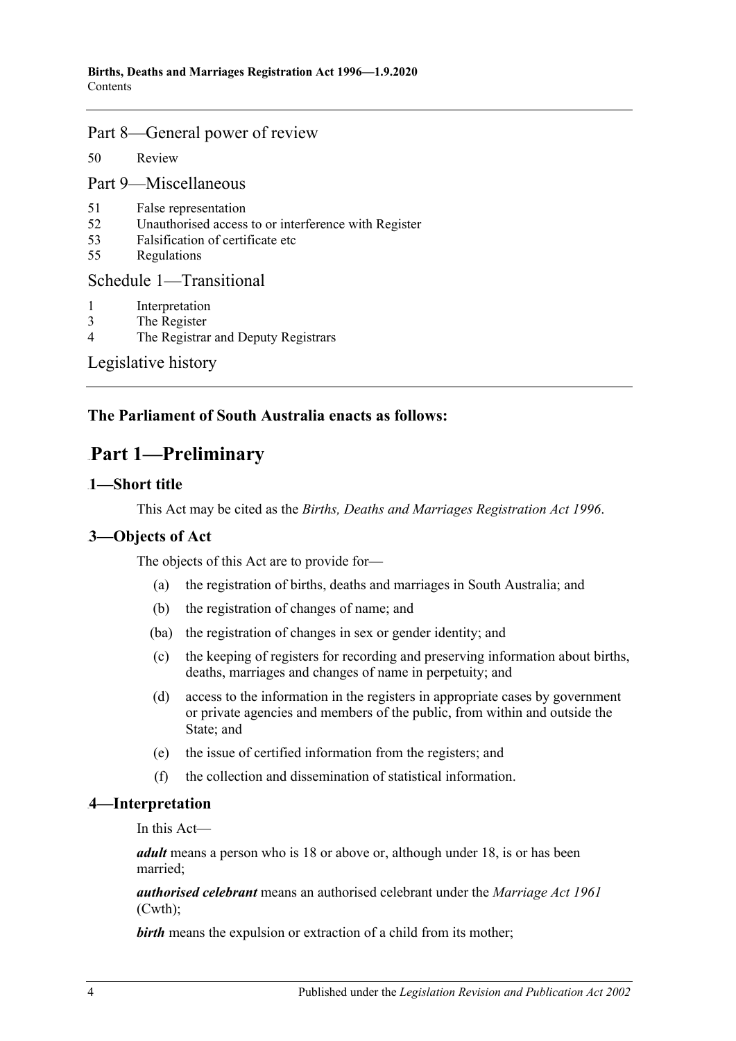## Part 8—General power of review

50 Review

## Part 9—Miscellaneous

51 False representation
52 Unauthorised access to or interference with Register
53 Falsification of certificate etc
55 Regulations

## Schedule 1—Transitional

1 Interpretation
3 The Register
4 The Registrar and Deputy Registrars

## Legislative history

---

**The Parliament of South Australia enacts as follows:**

# Part 1—Preliminary

### 1—Short title

This Act may be cited as the *Births, Deaths and Marriages Registration Act 1996*.

### 3—Objects of Act

The objects of this Act are to provide for—

(a) the registration of births, deaths and marriages in South Australia; and

(b) the registration of changes of name; and

(ba) the registration of changes in sex or gender identity; and

(c) the keeping of registers for recording and preserving information about births, deaths, marriages and changes of name in perpetuity; and

(d) access to the information in the registers in appropriate cases by government or private agencies and members of the public, from within and outside the State; and

(e) the issue of certified information from the registers; and

(f) the collection and dissemination of statistical information.

### 4—Interpretation

In this Act—

***adult*** means a person who is 18 or above or, although under 18, is or has been married;

***authorised celebrant*** means an authorised celebrant under the *Marriage Act 1961* (Cwth);

***birth*** means the expulsion or extraction of a child from its mother;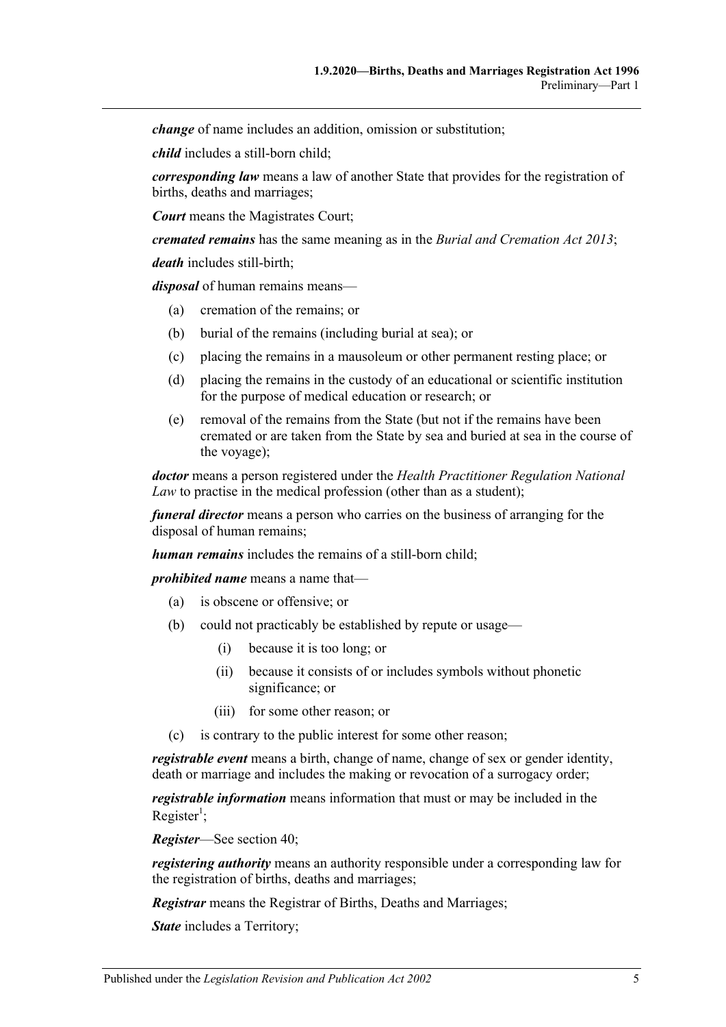***change*** of name includes an addition, omission or substitution;

***child*** includes a still-born child;

***corresponding law*** means a law of another State that provides for the registration of births, deaths and marriages;

***Court*** means the Magistrates Court;

***cremated remains*** has the same meaning as in the *Burial and Cremation Act 2013*;

***death*** includes still-birth;

***disposal*** of human remains means—

- (a) cremation of the remains; or
- (b) burial of the remains (including burial at sea); or
- (c) placing the remains in a mausoleum or other permanent resting place; or
- (d) placing the remains in the custody of an educational or scientific institution for the purpose of medical education or research; or
- (e) removal of the remains from the State (but not if the remains have been cremated or are taken from the State by sea and buried at sea in the course of the voyage);

***doctor*** means a person registered under the *Health Practitioner Regulation National Law* to practise in the medical profession (other than as a student);

***funeral director*** means a person who carries on the business of arranging for the disposal of human remains;

***human remains*** includes the remains of a still-born child;

***prohibited name*** means a name that—

- (a) is obscene or offensive; or
- (b) could not practicably be established by repute or usage—
    - (i) because it is too long; or
    - (ii) because it consists of or includes symbols without phonetic significance; or
    - (iii) for some other reason; or
- (c) is contrary to the public interest for some other reason;

***registrable event*** means a birth, change of name, change of sex or gender identity, death or marriage and includes the making or revocation of a surrogacy order;

***registrable information*** means information that must or may be included in the Register[1];

***Register***—See section 40;

***registering authority*** means an authority responsible under a corresponding law for the registration of births, deaths and marriages;

***Registrar*** means the Registrar of Births, Deaths and Marriages;

***State*** includes a Territory;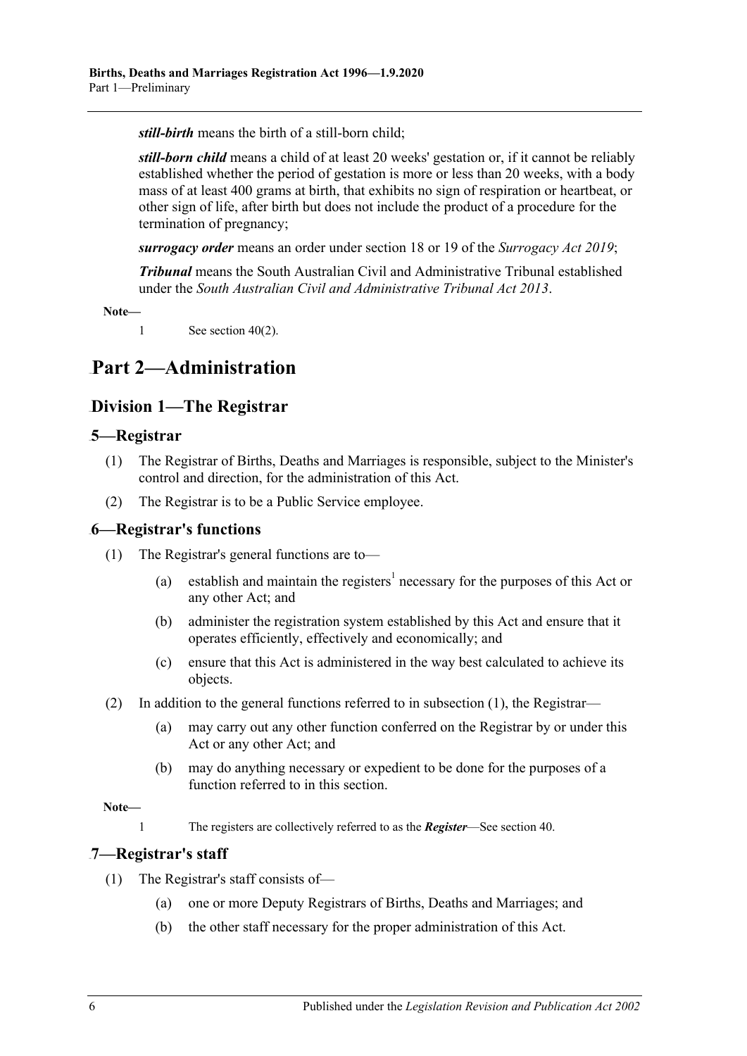***still-birth*** means the birth of a still-born child;

***still-born child*** means a child of at least 20 weeks' gestation or, if it cannot be reliably established whether the period of gestation is more or less than 20 weeks, with a body mass of at least 400 grams at birth, that exhibits no sign of respiration or heartbeat, or other sign of life, after birth but does not include the product of a procedure for the termination of pregnancy;

***surrogacy order*** means an order under section 18 or 19 of the *Surrogacy Act 2019*;

***Tribunal*** means the South Australian Civil and Administrative Tribunal established under the *South Australian Civil and Administrative Tribunal Act 2013*.

**Note—**

1 See section 40(2).

# Part 2—Administration

## Division 1—The Registrar

### 5—Registrar

(1) The Registrar of Births, Deaths and Marriages is responsible, subject to the Minister's control and direction, for the administration of this Act.

(2) The Registrar is to be a Public Service employee.

### 6—Registrar's functions

(1) The Registrar's general functions are to—

(a) establish and maintain the registers[1] necessary for the purposes of this Act or any other Act; and

(b) administer the registration system established by this Act and ensure that it operates efficiently, effectively and economically; and

(c) ensure that this Act is administered in the way best calculated to achieve its objects.

(2) In addition to the general functions referred to in subsection (1), the Registrar—

(a) may carry out any other function conferred on the Registrar by or under this Act or any other Act; and

(b) may do anything necessary or expedient to be done for the purposes of a function referred to in this section.

**Note—**

1 The registers are collectively referred to as the ***Register***—See section 40.

### 7—Registrar's staff

(1) The Registrar's staff consists of—

(a) one or more Deputy Registrars of Births, Deaths and Marriages; and

(b) the other staff necessary for the proper administration of this Act.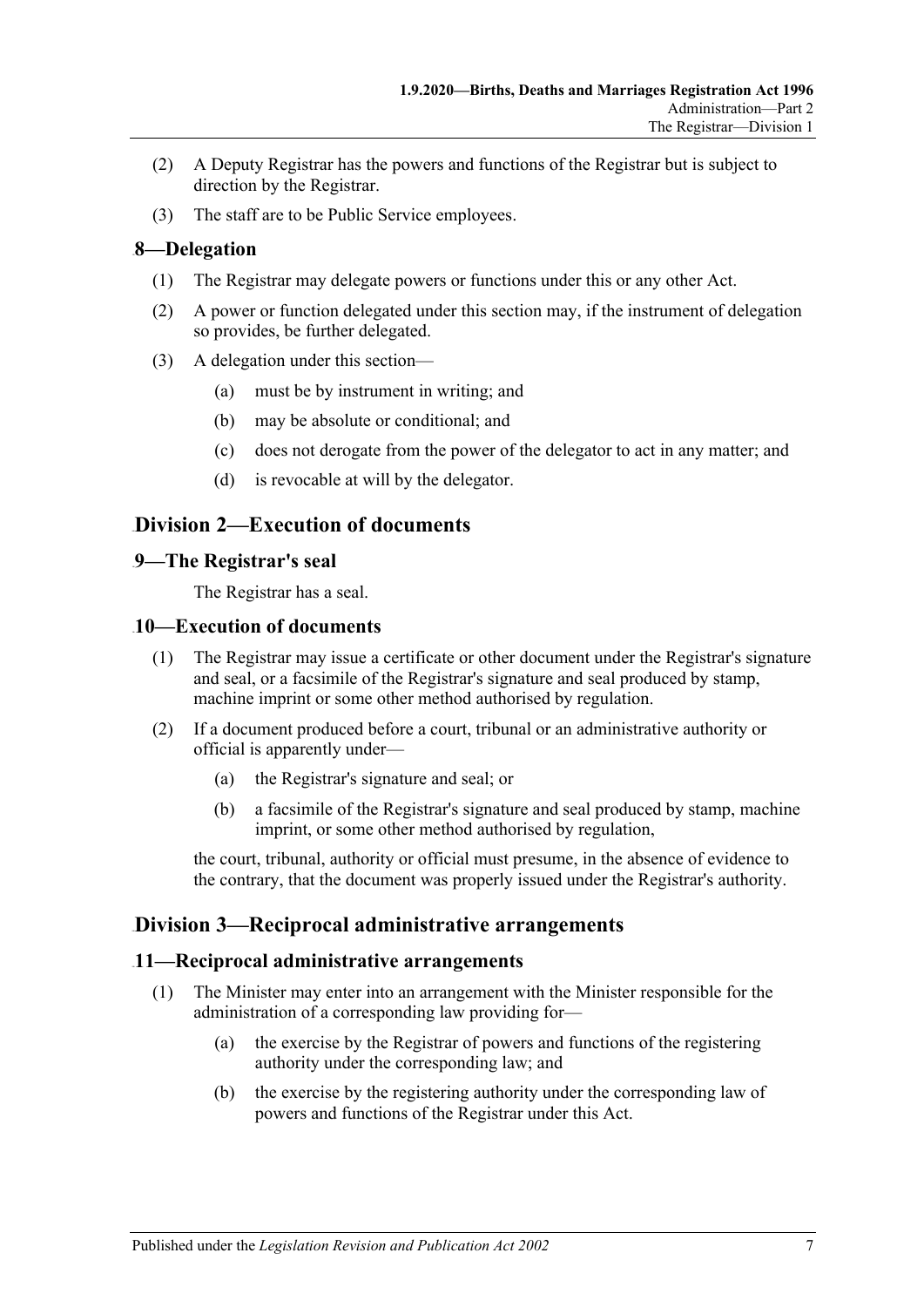(2) A Deputy Registrar has the powers and functions of the Registrar but is subject to direction by the Registrar.

(3) The staff are to be Public Service employees.

### 8—Delegation

(1) The Registrar may delegate powers or functions under this or any other Act.

(2) A power or function delegated under this section may, if the instrument of delegation so provides, be further delegated.

(3) A delegation under this section—

- (a) must be by instrument in writing; and
- (b) may be absolute or conditional; and
- (c) does not derogate from the power of the delegator to act in any matter; and
- (d) is revocable at will by the delegator.

## Division 2—Execution of documents

### 9—The Registrar's seal

The Registrar has a seal.

### 10—Execution of documents

(1) The Registrar may issue a certificate or other document under the Registrar's signature and seal, or a facsimile of the Registrar's signature and seal produced by stamp, machine imprint or some other method authorised by regulation.

(2) If a document produced before a court, tribunal or an administrative authority or official is apparently under—

- (a) the Registrar's signature and seal; or
- (b) a facsimile of the Registrar's signature and seal produced by stamp, machine imprint, or some other method authorised by regulation,

the court, tribunal, authority or official must presume, in the absence of evidence to the contrary, that the document was properly issued under the Registrar's authority.

## Division 3—Reciprocal administrative arrangements

### 11—Reciprocal administrative arrangements

(1) The Minister may enter into an arrangement with the Minister responsible for the administration of a corresponding law providing for—

- (a) the exercise by the Registrar of powers and functions of the registering authority under the corresponding law; and
- (b) the exercise by the registering authority under the corresponding law of powers and functions of the Registrar under this Act.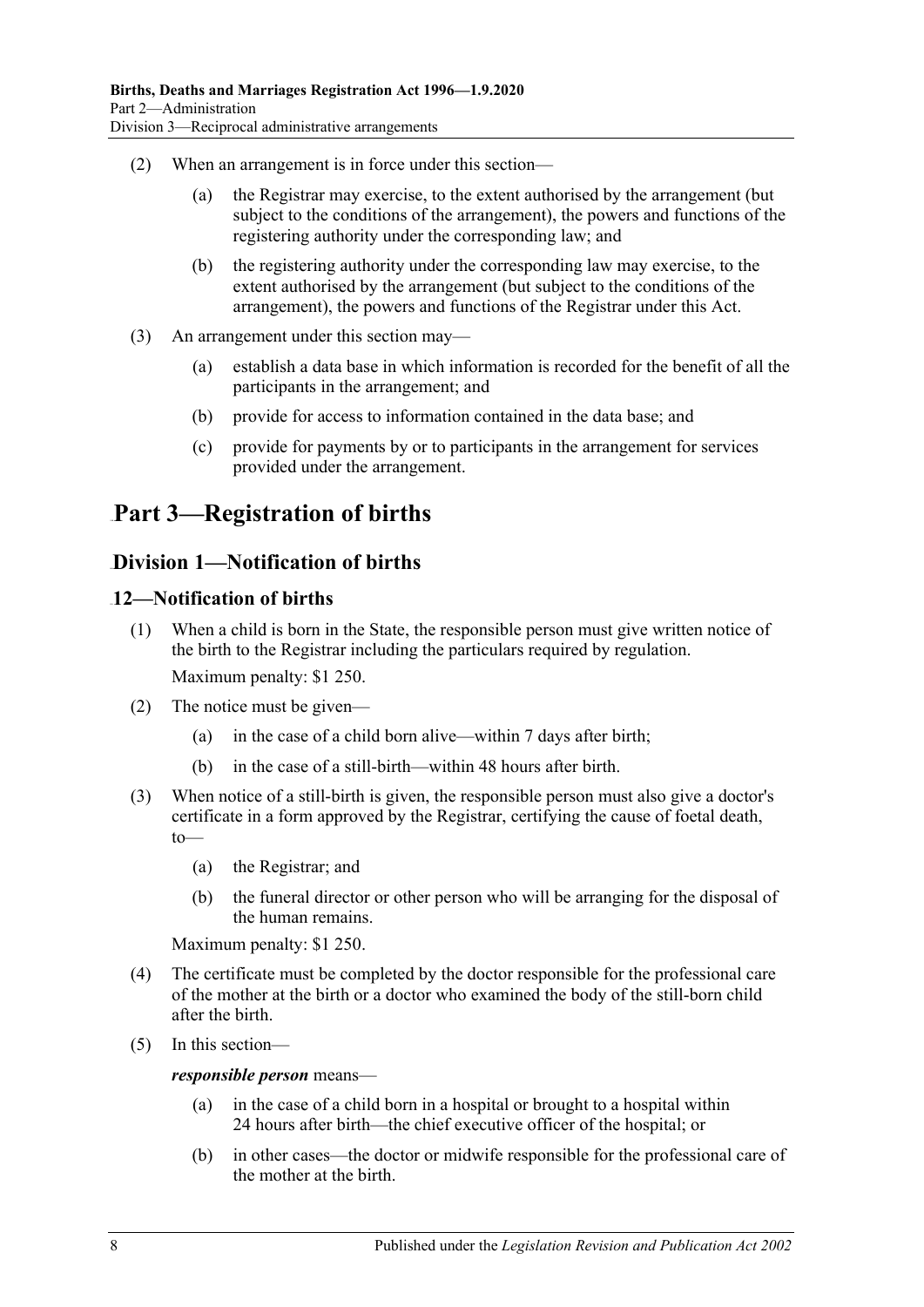(2) When an arrangement is in force under this section—

(a) the Registrar may exercise, to the extent authorised by the arrangement (but subject to the conditions of the arrangement), the powers and functions of the registering authority under the corresponding law; and

(b) the registering authority under the corresponding law may exercise, to the extent authorised by the arrangement (but subject to the conditions of the arrangement), the powers and functions of the Registrar under this Act.

(3) An arrangement under this section may—

(a) establish a data base in which information is recorded for the benefit of all the participants in the arrangement; and

(b) provide for access to information contained in the data base; and

(c) provide for payments by or to participants in the arrangement for services provided under the arrangement.

# Part 3—Registration of births

## Division 1—Notification of births

### 12—Notification of births

(1) When a child is born in the State, the responsible person must give written notice of the birth to the Registrar including the particulars required by regulation.

Maximum penalty: $1 250.

(2) The notice must be given—

(a) in the case of a child born alive—within 7 days after birth;

(b) in the case of a still-birth—within 48 hours after birth.

(3) When notice of a still-birth is given, the responsible person must also give a doctor's certificate in a form approved by the Registrar, certifying the cause of foetal death, to—

(a) the Registrar; and

(b) the funeral director or other person who will be arranging for the disposal of the human remains.

Maximum penalty: $1 250.

(4) The certificate must be completed by the doctor responsible for the professional care of the mother at the birth or a doctor who examined the body of the still-born child after the birth.

(5) In this section—

***responsible person*** means—

(a) in the case of a child born in a hospital or brought to a hospital within 24 hours after birth—the chief executive officer of the hospital; or

(b) in other cases—the doctor or midwife responsible for the professional care of the mother at the birth.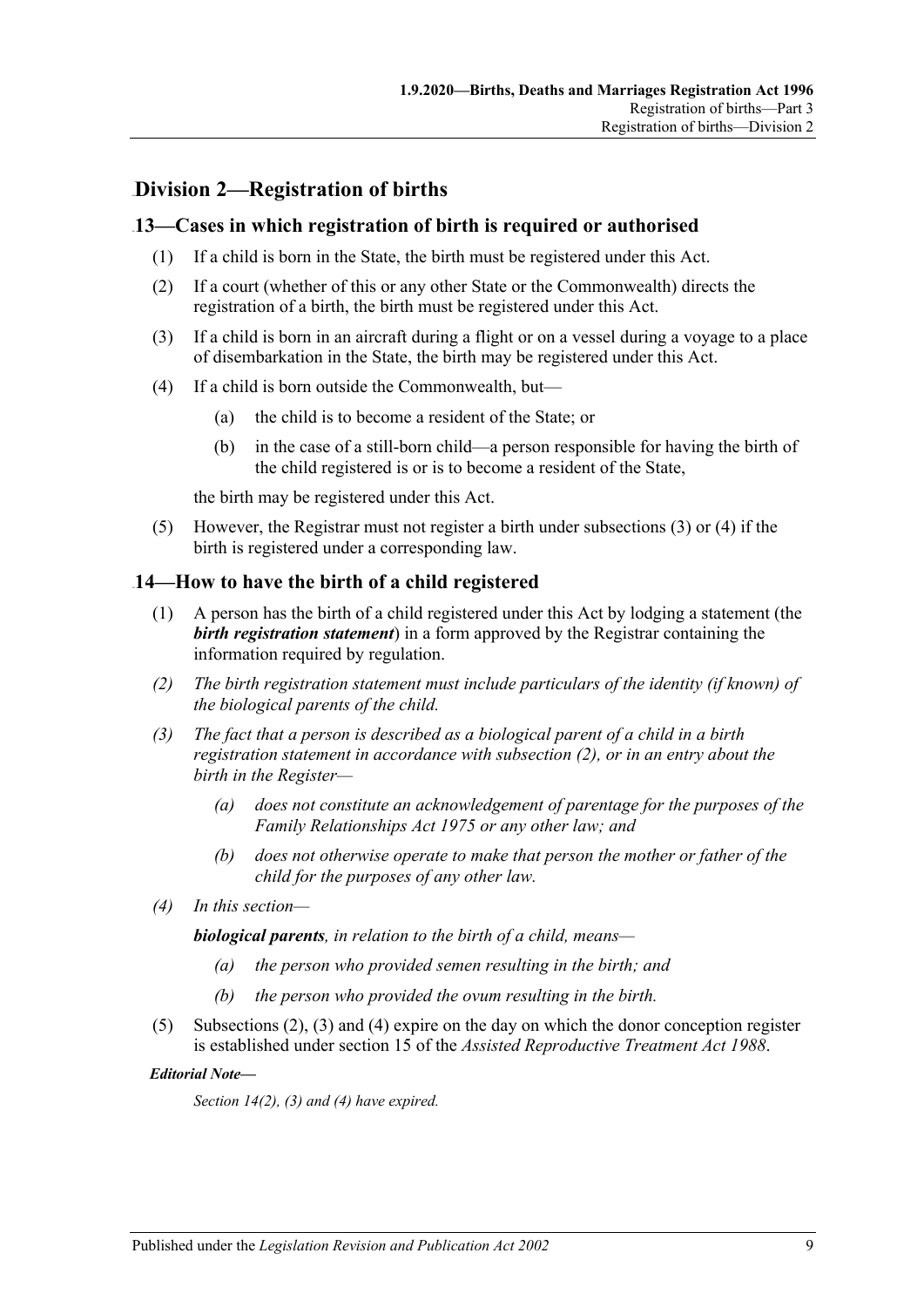## Division 2—Registration of births

### 13—Cases in which registration of birth is required or authorised

(1) If a child is born in the State, the birth must be registered under this Act.

(2) If a court (whether of this or any other State or the Commonwealth) directs the registration of a birth, the birth must be registered under this Act.

(3) If a child is born in an aircraft during a flight or on a vessel during a voyage to a place of disembarkation in the State, the birth may be registered under this Act.

(4) If a child is born outside the Commonwealth, but—

   (a) the child is to become a resident of the State; or

   (b) in the case of a still-born child—a person responsible for having the birth of the child registered is or is to become a resident of the State,

   the birth may be registered under this Act.

(5) However, the Registrar must not register a birth under subsections (3) or (4) if the birth is registered under a corresponding law.

### 14—How to have the birth of a child registered

(1) A person has the birth of a child registered under this Act by lodging a statement (the ***birth registration statement***) in a form approved by the Registrar containing the information required by regulation.

*(2) The birth registration statement must include particulars of the identity (if known) of the biological parents of the child.*

*(3) The fact that a person is described as a biological parent of a child in a birth registration statement in accordance with subsection (2), or in an entry about the birth in the Register—*

   *(a) does not constitute an acknowledgement of parentage for the purposes of the Family Relationships Act 1975 or any other law; and*

   *(b) does not otherwise operate to make that person the mother or father of the child for the purposes of any other law.*

*(4) In this section—*

   ***biological parents****, in relation to the birth of a child, means—*

   *(a) the person who provided semen resulting in the birth; and*

   *(b) the person who provided the ovum resulting in the birth.*

(5) Subsections (2), (3) and (4) expire on the day on which the donor conception register is established under section 15 of the *Assisted Reproductive Treatment Act 1988*.

***Editorial Note—***

*Section 14(2), (3) and (4) have expired.*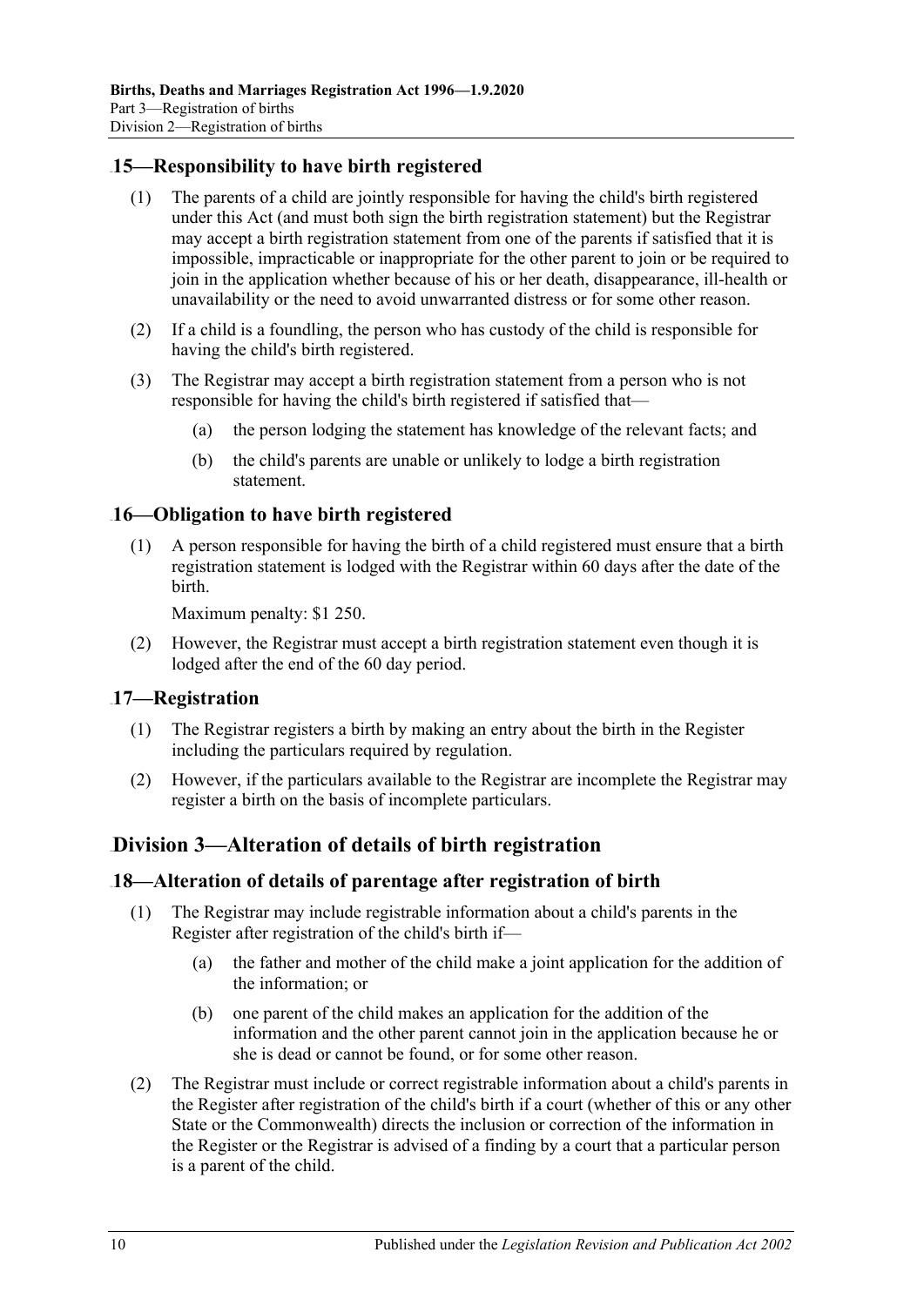## 15—Responsibility to have birth registered

(1) The parents of a child are jointly responsible for having the child's birth registered under this Act (and must both sign the birth registration statement) but the Registrar may accept a birth registration statement from one of the parents if satisfied that it is impossible, impracticable or inappropriate for the other parent to join or be required to join in the application whether because of his or her death, disappearance, ill-health or unavailability or the need to avoid unwarranted distress or for some other reason.

(2) If a child is a foundling, the person who has custody of the child is responsible for having the child's birth registered.

(3) The Registrar may accept a birth registration statement from a person who is not responsible for having the child's birth registered if satisfied that—

- (a) the person lodging the statement has knowledge of the relevant facts; and
- (b) the child's parents are unable or unlikely to lodge a birth registration statement.

## 16—Obligation to have birth registered

(1) A person responsible for having the birth of a child registered must ensure that a birth registration statement is lodged with the Registrar within 60 days after the date of the birth.

Maximum penalty: $1 250.

(2) However, the Registrar must accept a birth registration statement even though it is lodged after the end of the 60 day period.

## 17—Registration

(1) The Registrar registers a birth by making an entry about the birth in the Register including the particulars required by regulation.

(2) However, if the particulars available to the Registrar are incomplete the Registrar may register a birth on the basis of incomplete particulars.

# Division 3—Alteration of details of birth registration

## 18—Alteration of details of parentage after registration of birth

(1) The Registrar may include registrable information about a child's parents in the Register after registration of the child's birth if—

- (a) the father and mother of the child make a joint application for the addition of the information; or
- (b) one parent of the child makes an application for the addition of the information and the other parent cannot join in the application because he or she is dead or cannot be found, or for some other reason.

(2) The Registrar must include or correct registrable information about a child's parents in the Register after registration of the child's birth if a court (whether of this or any other State or the Commonwealth) directs the inclusion or correction of the information in the Register or the Registrar is advised of a finding by a court that a particular person is a parent of the child.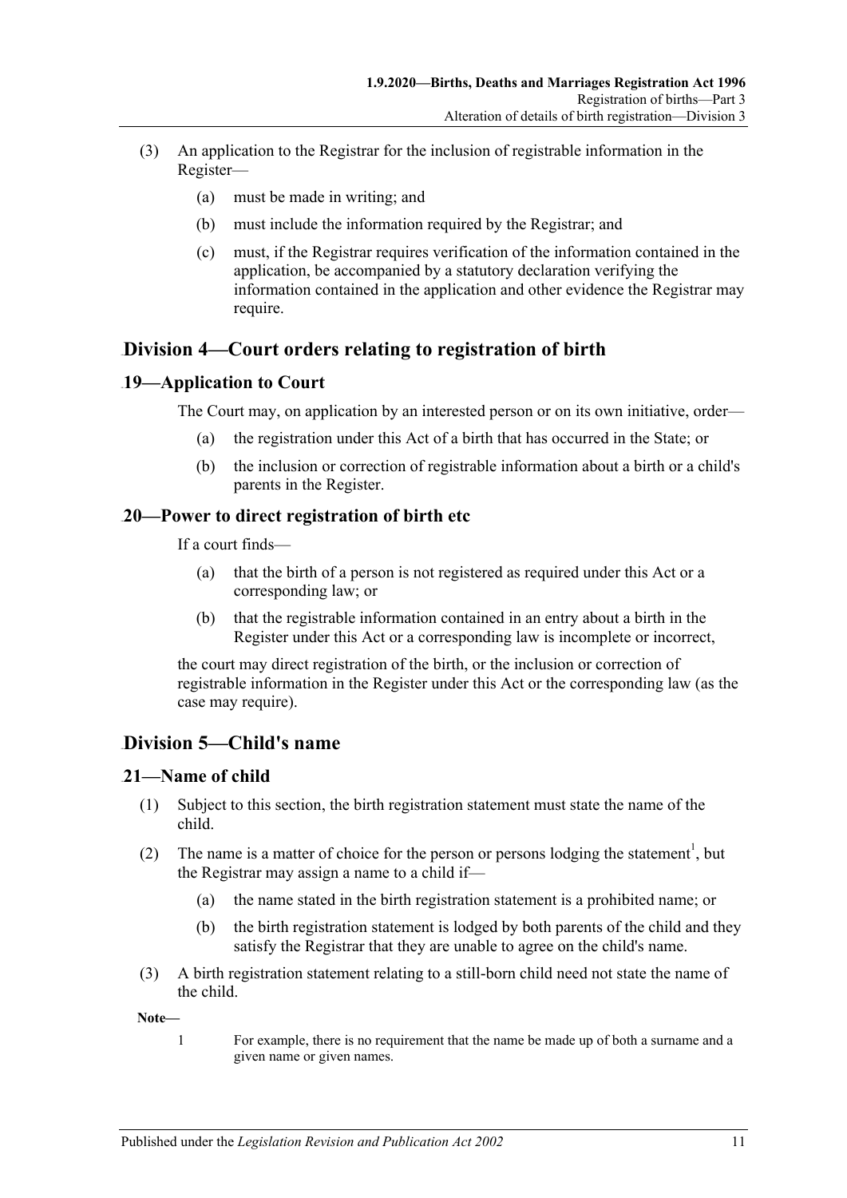(3) An application to the Registrar for the inclusion of registrable information in the Register—

(a) must be made in writing; and

(b) must include the information required by the Registrar; and

(c) must, if the Registrar requires verification of the information contained in the application, be accompanied by a statutory declaration verifying the information contained in the application and other evidence the Registrar may require.

## Division 4—Court orders relating to registration of birth

### 19—Application to Court

The Court may, on application by an interested person or on its own initiative, order—

(a) the registration under this Act of a birth that has occurred in the State; or

(b) the inclusion or correction of registrable information about a birth or a child's parents in the Register.

### 20—Power to direct registration of birth etc

If a court finds—

(a) that the birth of a person is not registered as required under this Act or a corresponding law; or

(b) that the registrable information contained in an entry about a birth in the Register under this Act or a corresponding law is incomplete or incorrect,

the court may direct registration of the birth, or the inclusion or correction of registrable information in the Register under this Act or the corresponding law (as the case may require).

## Division 5—Child's name

### 21—Name of child

(1) Subject to this section, the birth registration statement must state the name of the child.

(2) The name is a matter of choice for the person or persons lodging the statement[1], but the Registrar may assign a name to a child if—

(a) the name stated in the birth registration statement is a prohibited name; or

(b) the birth registration statement is lodged by both parents of the child and they satisfy the Registrar that they are unable to agree on the child's name.

(3) A birth registration statement relating to a still-born child need not state the name of the child.

**Note—**

1 For example, there is no requirement that the name be made up of both a surname and a given name or given names.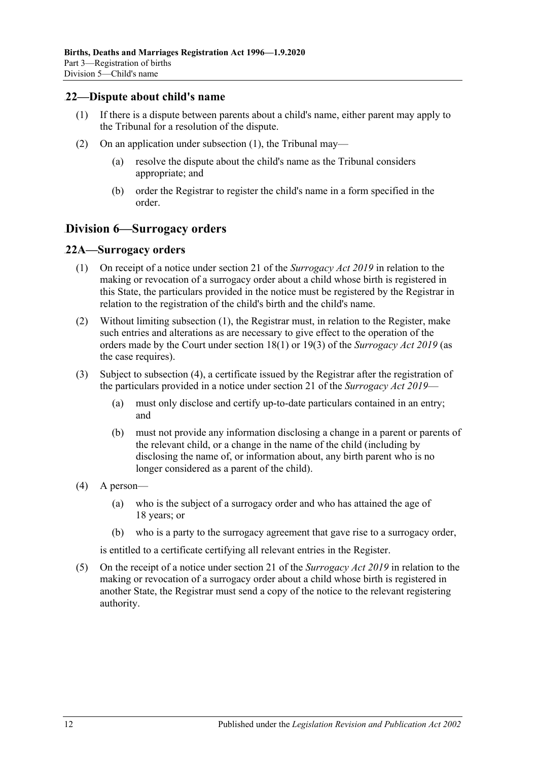## 22—Dispute about child's name

(1) If there is a dispute between parents about a child's name, either parent may apply to the Tribunal for a resolution of the dispute.

(2) On an application under subsection (1), the Tribunal may—

(a) resolve the dispute about the child's name as the Tribunal considers appropriate; and

(b) order the Registrar to register the child's name in a form specified in the order.

# Division 6—Surrogacy orders

## 22A—Surrogacy orders

(1) On receipt of a notice under section 21 of the *Surrogacy Act 2019* in relation to the making or revocation of a surrogacy order about a child whose birth is registered in this State, the particulars provided in the notice must be registered by the Registrar in relation to the registration of the child's birth and the child's name.

(2) Without limiting subsection (1), the Registrar must, in relation to the Register, make such entries and alterations as are necessary to give effect to the operation of the orders made by the Court under section 18(1) or 19(3) of the *Surrogacy Act 2019* (as the case requires).

(3) Subject to subsection (4), a certificate issued by the Registrar after the registration of the particulars provided in a notice under section 21 of the *Surrogacy Act 2019*—

(a) must only disclose and certify up-to-date particulars contained in an entry; and

(b) must not provide any information disclosing a change in a parent or parents of the relevant child, or a change in the name of the child (including by disclosing the name of, or information about, any birth parent who is no longer considered as a parent of the child).

(4) A person—

(a) who is the subject of a surrogacy order and who has attained the age of 18 years; or

(b) who is a party to the surrogacy agreement that gave rise to a surrogacy order,

is entitled to a certificate certifying all relevant entries in the Register.

(5) On the receipt of a notice under section 21 of the *Surrogacy Act 2019* in relation to the making or revocation of a surrogacy order about a child whose birth is registered in another State, the Registrar must send a copy of the notice to the relevant registering authority.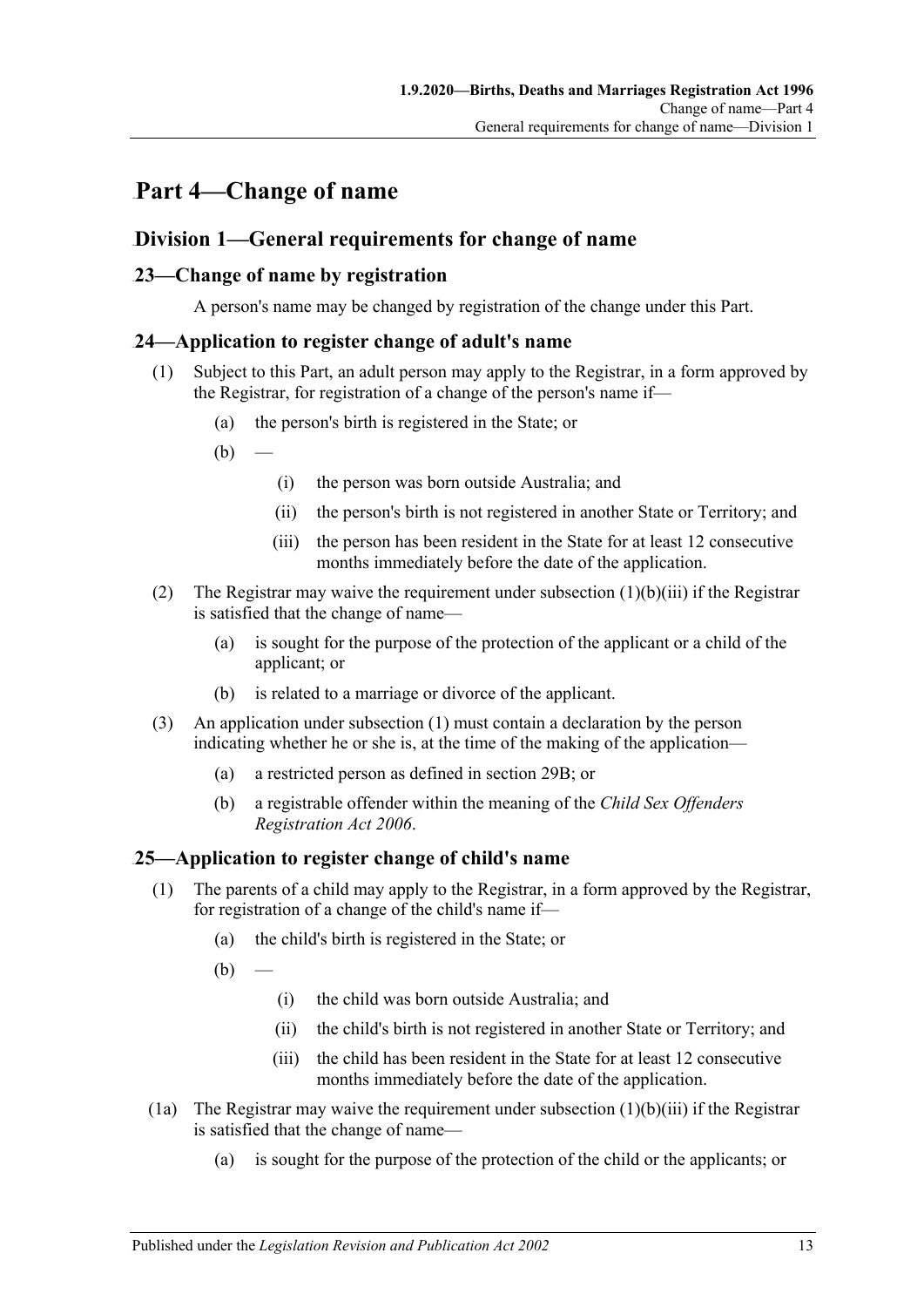# Part 4—Change of name

## Division 1—General requirements for change of name

### 23—Change of name by registration

A person's name may be changed by registration of the change under this Part.

### 24—Application to register change of adult's name

(1) Subject to this Part, an adult person may apply to the Registrar, in a form approved by the Registrar, for registration of a change of the person's name if—

(a) the person's birth is registered in the State; or

(b) —

(i) the person was born outside Australia; and

(ii) the person's birth is not registered in another State or Territory; and

(iii) the person has been resident in the State for at least 12 consecutive months immediately before the date of the application.

(2) The Registrar may waive the requirement under subsection (1)(b)(iii) if the Registrar is satisfied that the change of name—

(a) is sought for the purpose of the protection of the applicant or a child of the applicant; or

(b) is related to a marriage or divorce of the applicant.

(3) An application under subsection (1) must contain a declaration by the person indicating whether he or she is, at the time of the making of the application—

(a) a restricted person as defined in section 29B; or

(b) a registrable offender within the meaning of the *Child Sex Offenders Registration Act 2006*.

### 25—Application to register change of child's name

(1) The parents of a child may apply to the Registrar, in a form approved by the Registrar, for registration of a change of the child's name if—

(a) the child's birth is registered in the State; or

(b) —

(i) the child was born outside Australia; and

(ii) the child's birth is not registered in another State or Territory; and

(iii) the child has been resident in the State for at least 12 consecutive months immediately before the date of the application.

(1a) The Registrar may waive the requirement under subsection (1)(b)(iii) if the Registrar is satisfied that the change of name—

(a) is sought for the purpose of the protection of the child or the applicants; or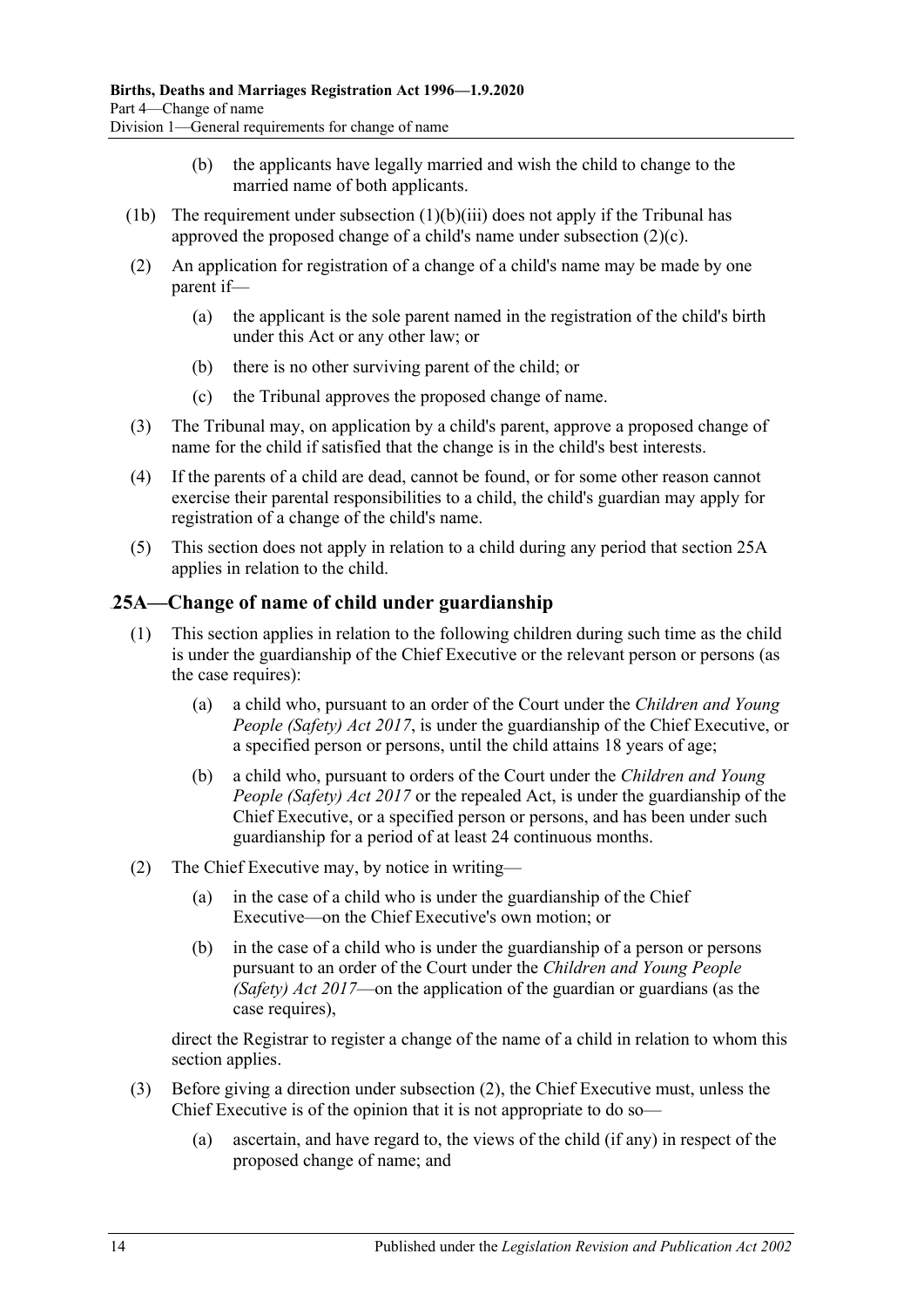(b) the applicants have legally married and wish the child to change to the married name of both applicants.

(1b) The requirement under subsection (1)(b)(iii) does not apply if the Tribunal has approved the proposed change of a child's name under subsection (2)(c).

(2) An application for registration of a change of a child's name may be made by one parent if—

(a) the applicant is the sole parent named in the registration of the child's birth under this Act or any other law; or

(b) there is no other surviving parent of the child; or

(c) the Tribunal approves the proposed change of name.

(3) The Tribunal may, on application by a child's parent, approve a proposed change of name for the child if satisfied that the change is in the child's best interests.

(4) If the parents of a child are dead, cannot be found, or for some other reason cannot exercise their parental responsibilities to a child, the child's guardian may apply for registration of a change of the child's name.

(5) This section does not apply in relation to a child during any period that section 25A applies in relation to the child.

## 25A—Change of name of child under guardianship

(1) This section applies in relation to the following children during such time as the child is under the guardianship of the Chief Executive or the relevant person or persons (as the case requires):

(a) a child who, pursuant to an order of the Court under the *Children and Young People (Safety) Act 2017*, is under the guardianship of the Chief Executive, or a specified person or persons, until the child attains 18 years of age;

(b) a child who, pursuant to orders of the Court under the *Children and Young People (Safety) Act 2017* or the repealed Act, is under the guardianship of the Chief Executive, or a specified person or persons, and has been under such guardianship for a period of at least 24 continuous months.

(2) The Chief Executive may, by notice in writing—

(a) in the case of a child who is under the guardianship of the Chief Executive—on the Chief Executive's own motion; or

(b) in the case of a child who is under the guardianship of a person or persons pursuant to an order of the Court under the *Children and Young People (Safety) Act 2017*—on the application of the guardian or guardians (as the case requires),

direct the Registrar to register a change of the name of a child in relation to whom this section applies.

(3) Before giving a direction under subsection (2), the Chief Executive must, unless the Chief Executive is of the opinion that it is not appropriate to do so—

(a) ascertain, and have regard to, the views of the child (if any) in respect of the proposed change of name; and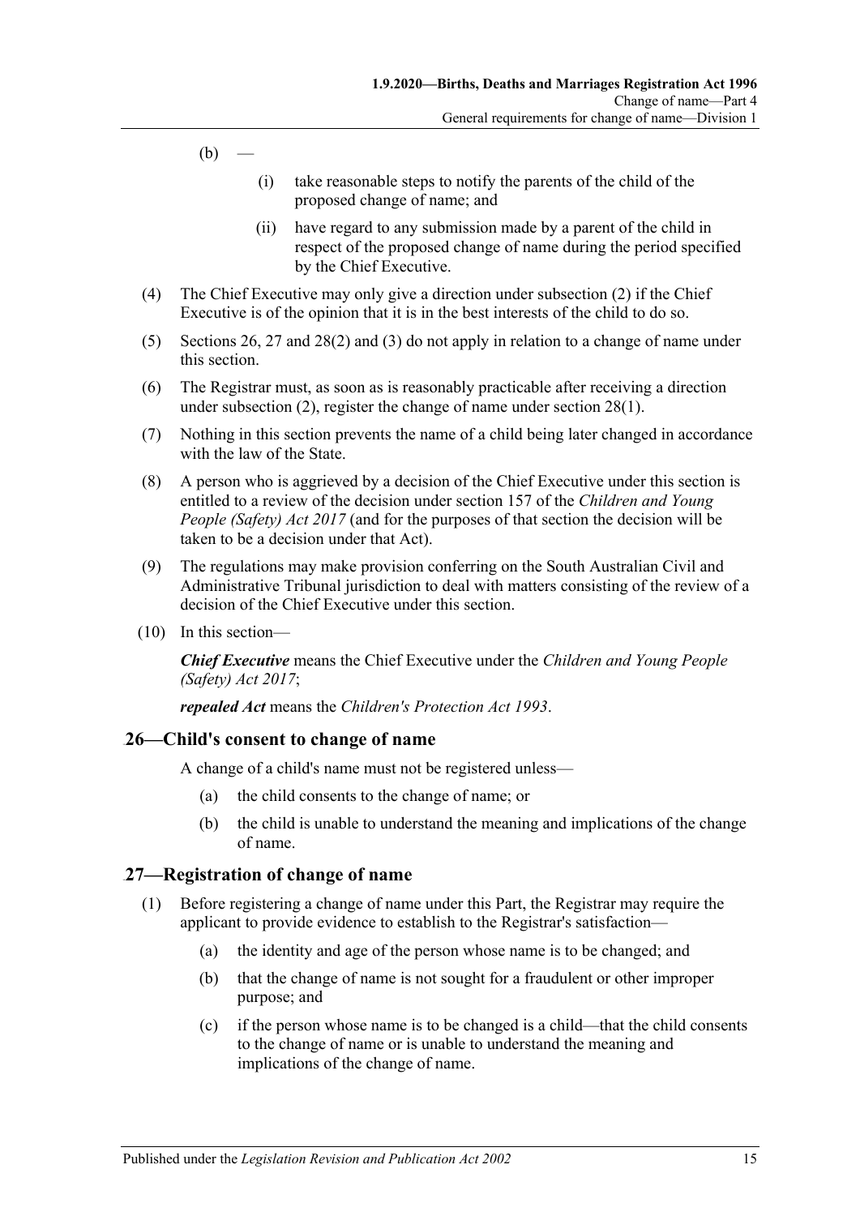(b) —

(i) take reasonable steps to notify the parents of the child of the proposed change of name; and

(ii) have regard to any submission made by a parent of the child in respect of the proposed change of name during the period specified by the Chief Executive.

(4) The Chief Executive may only give a direction under subsection (2) if the Chief Executive is of the opinion that it is in the best interests of the child to do so.

(5) Sections 26, 27 and 28(2) and (3) do not apply in relation to a change of name under this section.

(6) The Registrar must, as soon as is reasonably practicable after receiving a direction under subsection (2), register the change of name under section 28(1).

(7) Nothing in this section prevents the name of a child being later changed in accordance with the law of the State.

(8) A person who is aggrieved by a decision of the Chief Executive under this section is entitled to a review of the decision under section 157 of the *Children and Young People (Safety) Act 2017* (and for the purposes of that section the decision will be taken to be a decision under that Act).

(9) The regulations may make provision conferring on the South Australian Civil and Administrative Tribunal jurisdiction to deal with matters consisting of the review of a decision of the Chief Executive under this section.

(10) In this section—

***Chief Executive*** means the Chief Executive under the *Children and Young People (Safety) Act 2017*;

***repealed Act*** means the *Children's Protection Act 1993*.

## 26—Child's consent to change of name

A change of a child's name must not be registered unless—

(a) the child consents to the change of name; or

(b) the child is unable to understand the meaning and implications of the change of name.

## 27—Registration of change of name

(1) Before registering a change of name under this Part, the Registrar may require the applicant to provide evidence to establish to the Registrar's satisfaction—

(a) the identity and age of the person whose name is to be changed; and

(b) that the change of name is not sought for a fraudulent or other improper purpose; and

(c) if the person whose name is to be changed is a child—that the child consents to the change of name or is unable to understand the meaning and implications of the change of name.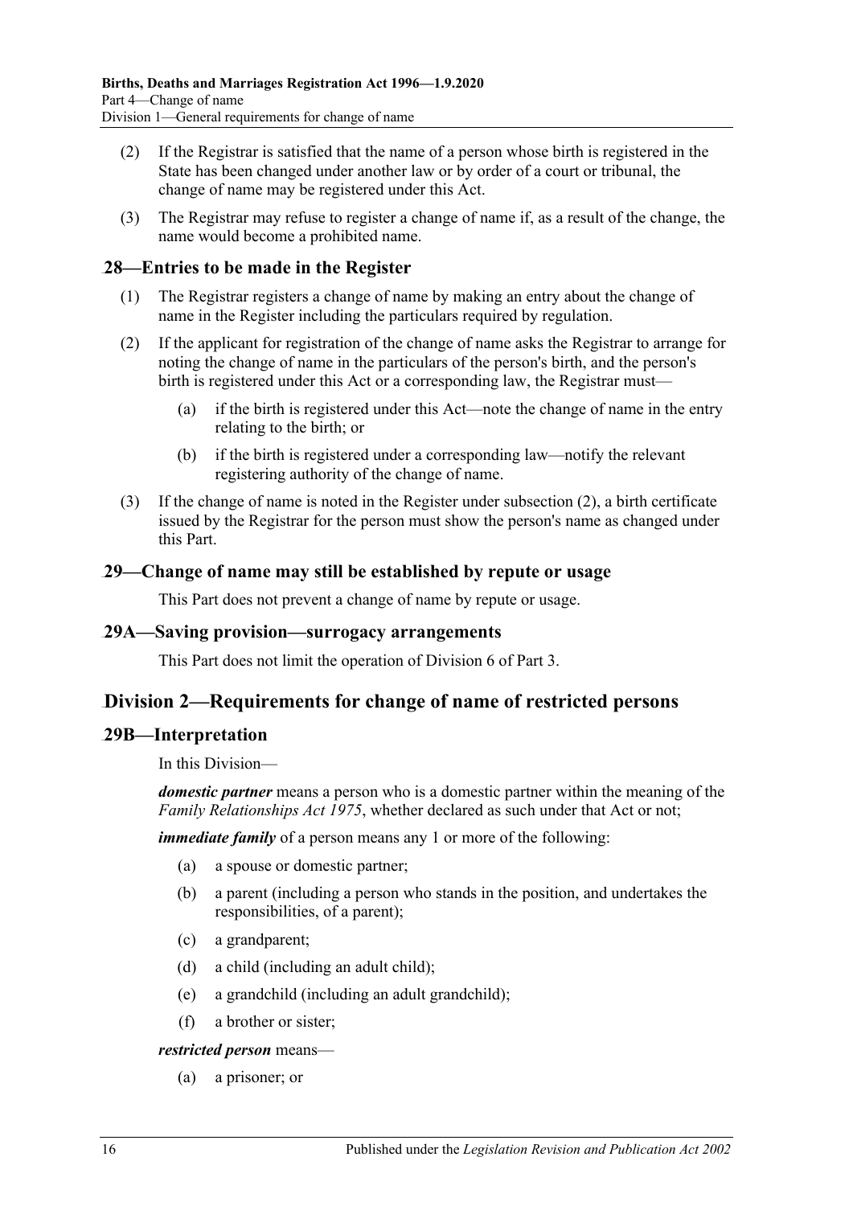(2) If the Registrar is satisfied that the name of a person whose birth is registered in the State has been changed under another law or by order of a court or tribunal, the change of name may be registered under this Act.

(3) The Registrar may refuse to register a change of name if, as a result of the change, the name would become a prohibited name.

## 28—Entries to be made in the Register

(1) The Registrar registers a change of name by making an entry about the change of name in the Register including the particulars required by regulation.

(2) If the applicant for registration of the change of name asks the Registrar to arrange for noting the change of name in the particulars of the person's birth, and the person's birth is registered under this Act or a corresponding law, the Registrar must—

(a) if the birth is registered under this Act—note the change of name in the entry relating to the birth; or

(b) if the birth is registered under a corresponding law—notify the relevant registering authority of the change of name.

(3) If the change of name is noted in the Register under subsection (2), a birth certificate issued by the Registrar for the person must show the person's name as changed under this Part.

## 29—Change of name may still be established by repute or usage

This Part does not prevent a change of name by repute or usage.

## 29A—Saving provision—surrogacy arrangements

This Part does not limit the operation of Division 6 of Part 3.

# Division 2—Requirements for change of name of restricted persons

## 29B—Interpretation

In this Division—

***domestic partner*** means a person who is a domestic partner within the meaning of the *Family Relationships Act 1975*, whether declared as such under that Act or not;

***immediate family*** of a person means any 1 or more of the following:

(a) a spouse or domestic partner;

(b) a parent (including a person who stands in the position, and undertakes the responsibilities, of a parent);

(c) a grandparent;

(d) a child (including an adult child);

(e) a grandchild (including an adult grandchild);

(f) a brother or sister;

***restricted person*** means—

(a) a prisoner; or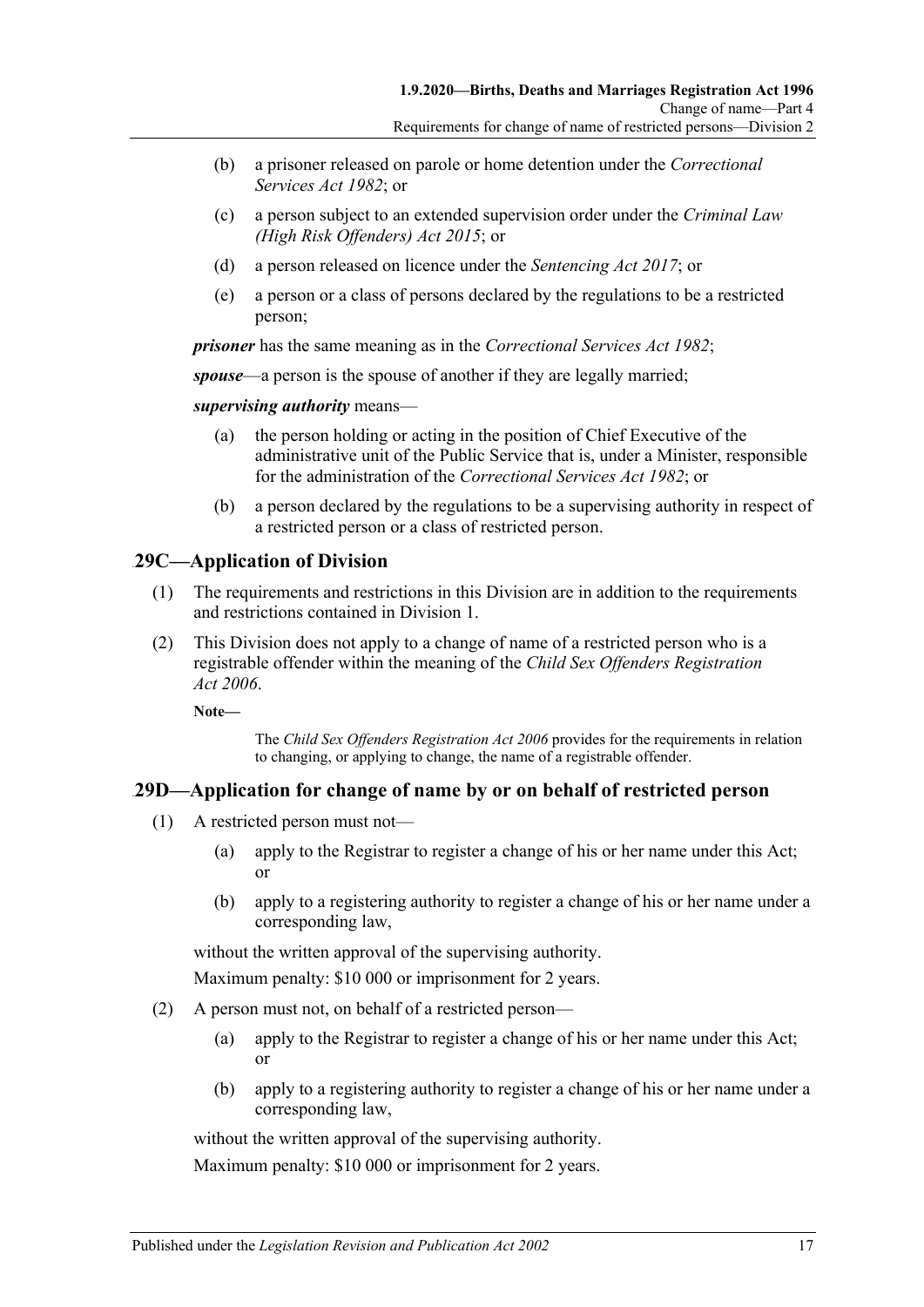(b) a prisoner released on parole or home detention under the *Correctional Services Act 1982*; or

(c) a person subject to an extended supervision order under the *Criminal Law (High Risk Offenders) Act 2015*; or

(d) a person released on licence under the *Sentencing Act 2017*; or

(e) a person or a class of persons declared by the regulations to be a restricted person;

***prisoner*** has the same meaning as in the *Correctional Services Act 1982*;

***spouse***—a person is the spouse of another if they are legally married;

***supervising authority*** means—

(a) the person holding or acting in the position of Chief Executive of the administrative unit of the Public Service that is, under a Minister, responsible for the administration of the *Correctional Services Act 1982*; or

(b) a person declared by the regulations to be a supervising authority in respect of a restricted person or a class of restricted person.

## 29C—Application of Division

(1) The requirements and restrictions in this Division are in addition to the requirements and restrictions contained in Division 1.

(2) This Division does not apply to a change of name of a restricted person who is a registrable offender within the meaning of the *Child Sex Offenders Registration Act 2006*.

**Note—**

The *Child Sex Offenders Registration Act 2006* provides for the requirements in relation to changing, or applying to change, the name of a registrable offender.

## 29D—Application for change of name by or on behalf of restricted person

(1) A restricted person must not—

(a) apply to the Registrar to register a change of his or her name under this Act; or

(b) apply to a registering authority to register a change of his or her name under a corresponding law,

without the written approval of the supervising authority.

Maximum penalty: $10 000 or imprisonment for 2 years.

(2) A person must not, on behalf of a restricted person—

(a) apply to the Registrar to register a change of his or her name under this Act; or

(b) apply to a registering authority to register a change of his or her name under a corresponding law,

without the written approval of the supervising authority.

Maximum penalty: $10 000 or imprisonment for 2 years.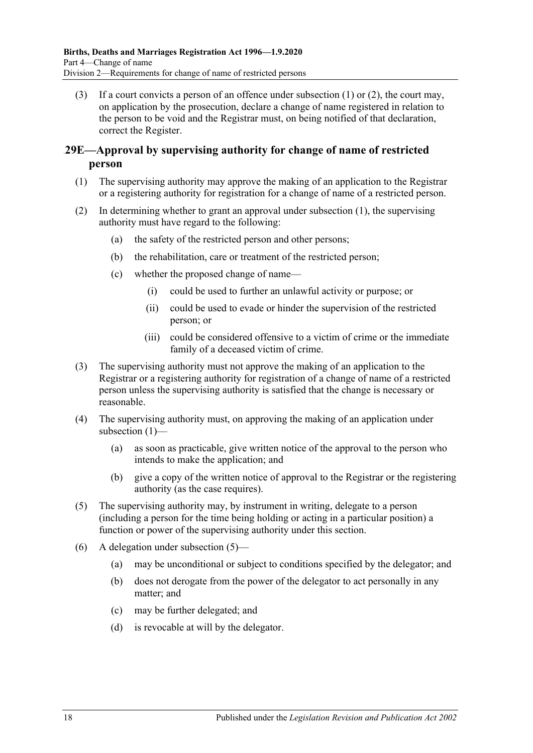(3) If a court convicts a person of an offence under subsection (1) or (2), the court may, on application by the prosecution, declare a change of name registered in relation to the person to be void and the Registrar must, on being notified of that declaration, correct the Register.

## 29E—Approval by supervising authority for change of name of restricted person

(1) The supervising authority may approve the making of an application to the Registrar or a registering authority for registration for a change of name of a restricted person.

(2) In determining whether to grant an approval under subsection (1), the supervising authority must have regard to the following:

- (a) the safety of the restricted person and other persons;
- (b) the rehabilitation, care or treatment of the restricted person;
- (c) whether the proposed change of name—
  - (i) could be used to further an unlawful activity or purpose; or
  - (ii) could be used to evade or hinder the supervision of the restricted person; or
  - (iii) could be considered offensive to a victim of crime or the immediate family of a deceased victim of crime.

(3) The supervising authority must not approve the making of an application to the Registrar or a registering authority for registration of a change of name of a restricted person unless the supervising authority is satisfied that the change is necessary or reasonable.

(4) The supervising authority must, on approving the making of an application under subsection (1)—

- (a) as soon as practicable, give written notice of the approval to the person who intends to make the application; and
- (b) give a copy of the written notice of approval to the Registrar or the registering authority (as the case requires).

(5) The supervising authority may, by instrument in writing, delegate to a person (including a person for the time being holding or acting in a particular position) a function or power of the supervising authority under this section.

(6) A delegation under subsection (5)—

- (a) may be unconditional or subject to conditions specified by the delegator; and
- (b) does not derogate from the power of the delegator to act personally in any matter; and
- (c) may be further delegated; and
- (d) is revocable at will by the delegator.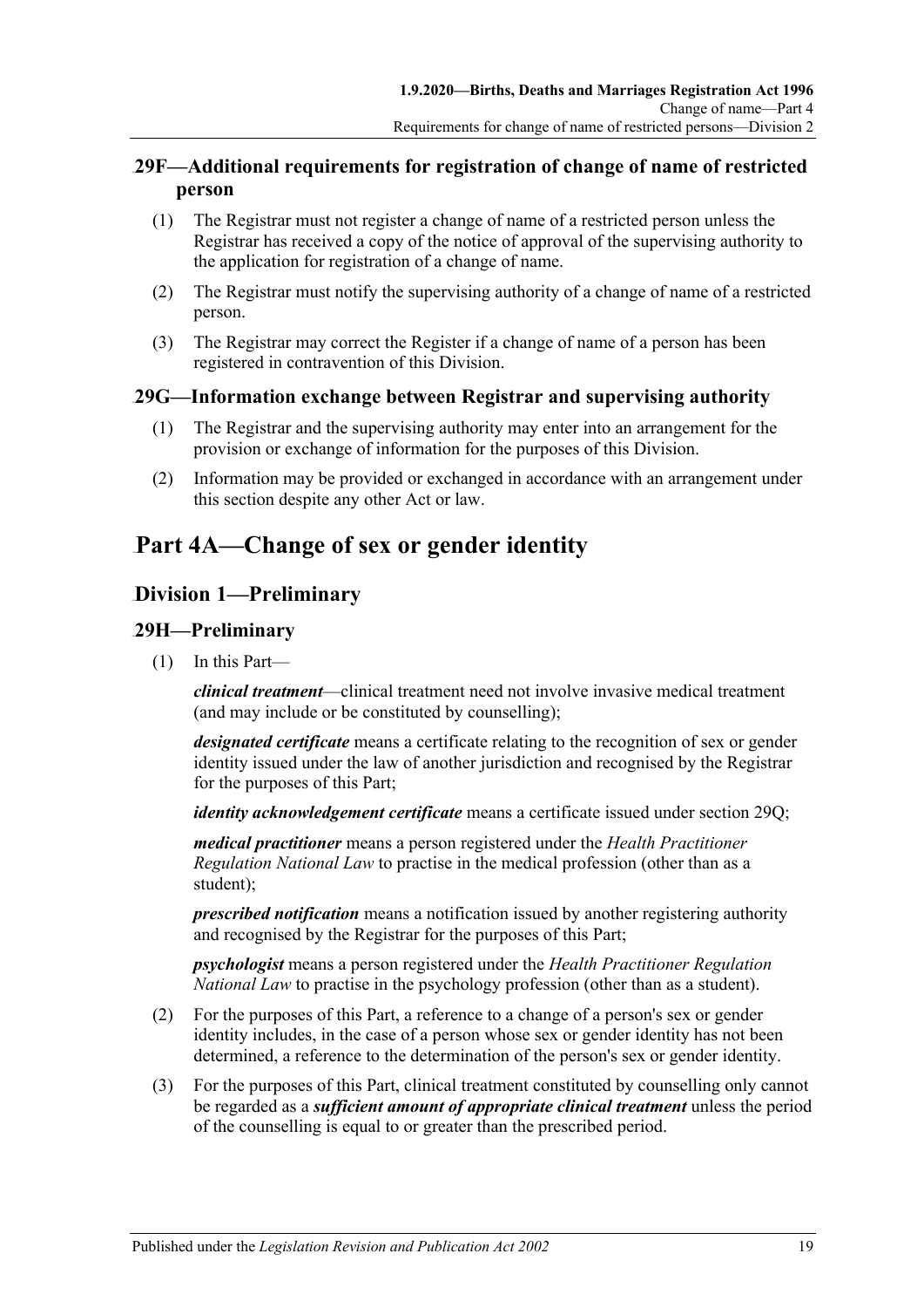## 29F—Additional requirements for registration of change of name of restricted person

(1) The Registrar must not register a change of name of a restricted person unless the Registrar has received a copy of the notice of approval of the supervising authority to the application for registration of a change of name.

(2) The Registrar must notify the supervising authority of a change of name of a restricted person.

(3) The Registrar may correct the Register if a change of name of a person has been registered in contravention of this Division.

## 29G—Information exchange between Registrar and supervising authority

(1) The Registrar and the supervising authority may enter into an arrangement for the provision or exchange of information for the purposes of this Division.

(2) Information may be provided or exchanged in accordance with an arrangement under this section despite any other Act or law.

# Part 4A—Change of sex or gender identity

## Division 1—Preliminary

## 29H—Preliminary

(1) In this Part—

***clinical treatment***—clinical treatment need not involve invasive medical treatment (and may include or be constituted by counselling);

***designated certificate*** means a certificate relating to the recognition of sex or gender identity issued under the law of another jurisdiction and recognised by the Registrar for the purposes of this Part;

***identity acknowledgement certificate*** means a certificate issued under section 29Q;

***medical practitioner*** means a person registered under the *Health Practitioner Regulation National Law* to practise in the medical profession (other than as a student);

***prescribed notification*** means a notification issued by another registering authority and recognised by the Registrar for the purposes of this Part;

***psychologist*** means a person registered under the *Health Practitioner Regulation National Law* to practise in the psychology profession (other than as a student).

(2) For the purposes of this Part, a reference to a change of a person's sex or gender identity includes, in the case of a person whose sex or gender identity has not been determined, a reference to the determination of the person's sex or gender identity.

(3) For the purposes of this Part, clinical treatment constituted by counselling only cannot be regarded as a ***sufficient amount of appropriate clinical treatment*** unless the period of the counselling is equal to or greater than the prescribed period.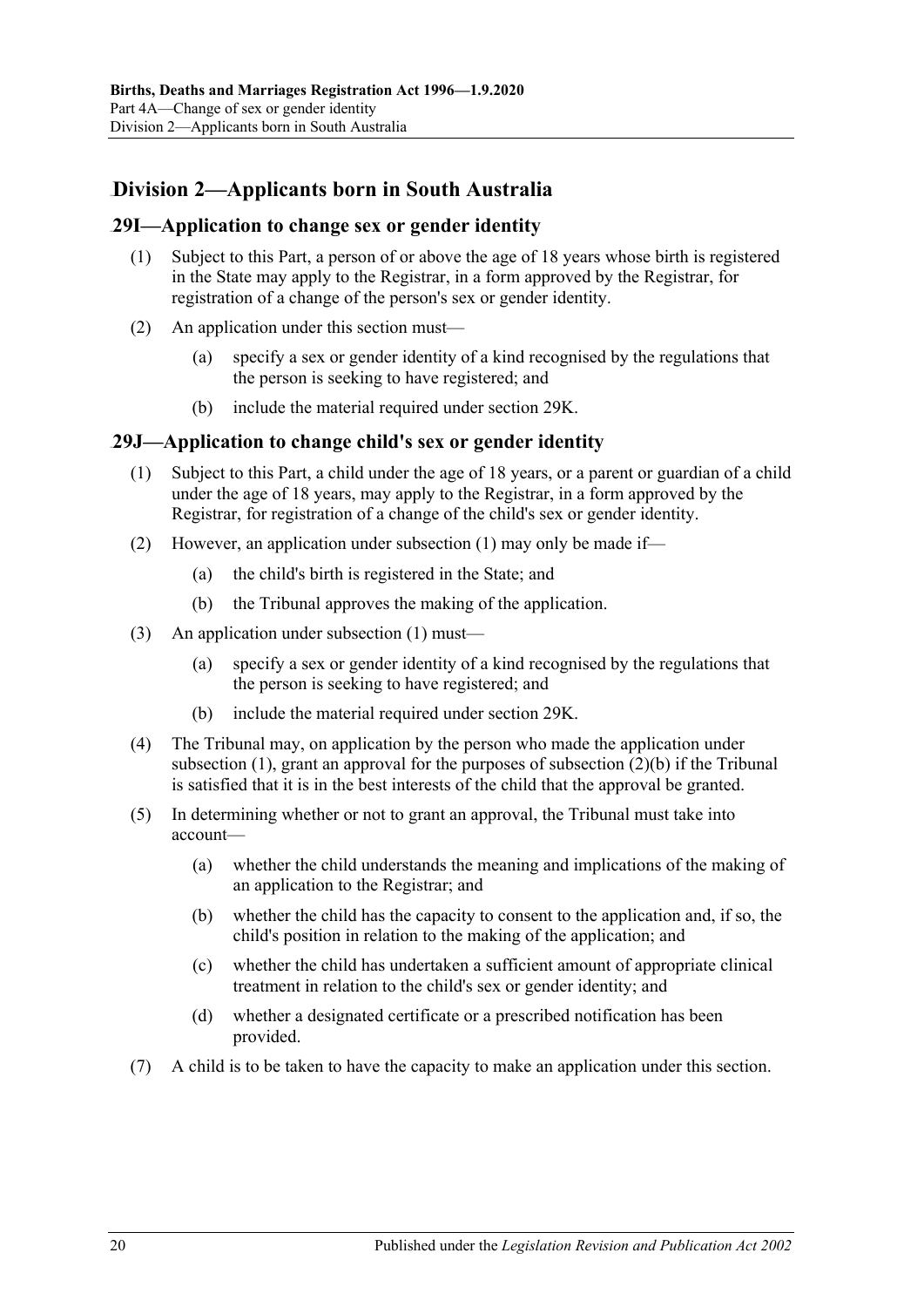## Division 2—Applicants born in South Australia

### 29I—Application to change sex or gender identity

(1) Subject to this Part, a person of or above the age of 18 years whose birth is registered in the State may apply to the Registrar, in a form approved by the Registrar, for registration of a change of the person's sex or gender identity.

(2) An application under this section must—

(a) specify a sex or gender identity of a kind recognised by the regulations that the person is seeking to have registered; and

(b) include the material required under section 29K.

### 29J—Application to change child's sex or gender identity

(1) Subject to this Part, a child under the age of 18 years, or a parent or guardian of a child under the age of 18 years, may apply to the Registrar, in a form approved by the Registrar, for registration of a change of the child's sex or gender identity.

(2) However, an application under subsection (1) may only be made if—

(a) the child's birth is registered in the State; and

(b) the Tribunal approves the making of the application.

(3) An application under subsection (1) must—

(a) specify a sex or gender identity of a kind recognised by the regulations that the person is seeking to have registered; and

(b) include the material required under section 29K.

(4) The Tribunal may, on application by the person who made the application under subsection (1), grant an approval for the purposes of subsection (2)(b) if the Tribunal is satisfied that it is in the best interests of the child that the approval be granted.

(5) In determining whether or not to grant an approval, the Tribunal must take into account—

(a) whether the child understands the meaning and implications of the making of an application to the Registrar; and

(b) whether the child has the capacity to consent to the application and, if so, the child's position in relation to the making of the application; and

(c) whether the child has undertaken a sufficient amount of appropriate clinical treatment in relation to the child's sex or gender identity; and

(d) whether a designated certificate or a prescribed notification has been provided.

(7) A child is to be taken to have the capacity to make an application under this section.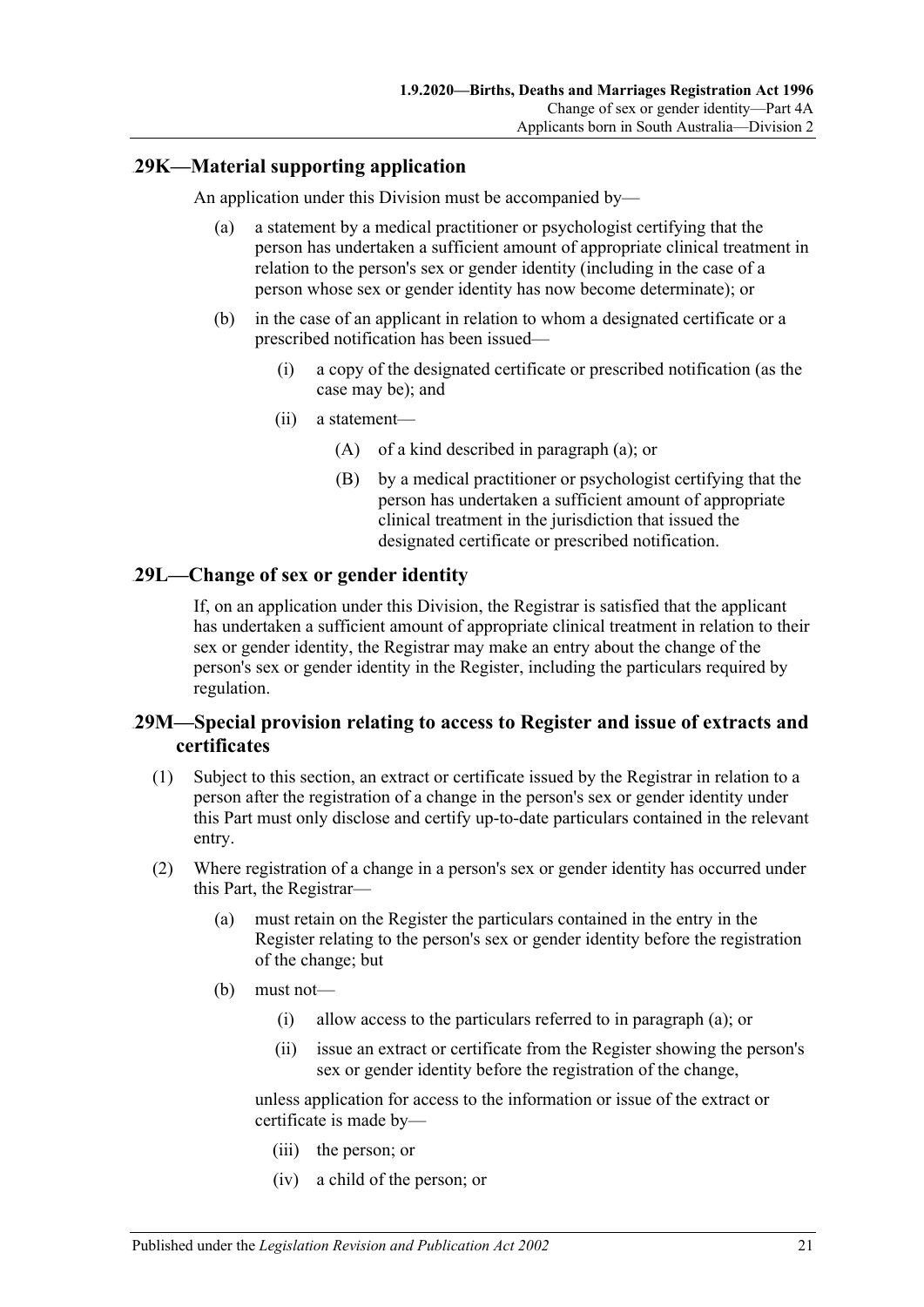## 29K—Material supporting application

An application under this Division must be accompanied by—

(a) a statement by a medical practitioner or psychologist certifying that the person has undertaken a sufficient amount of appropriate clinical treatment in relation to the person's sex or gender identity (including in the case of a person whose sex or gender identity has now become determinate); or

(b) in the case of an applicant in relation to whom a designated certificate or a prescribed notification has been issued—

(i) a copy of the designated certificate or prescribed notification (as the case may be); and

(ii) a statement—

(A) of a kind described in paragraph (a); or

(B) by a medical practitioner or psychologist certifying that the person has undertaken a sufficient amount of appropriate clinical treatment in the jurisdiction that issued the designated certificate or prescribed notification.

## 29L—Change of sex or gender identity

If, on an application under this Division, the Registrar is satisfied that the applicant has undertaken a sufficient amount of appropriate clinical treatment in relation to their sex or gender identity, the Registrar may make an entry about the change of the person's sex or gender identity in the Register, including the particulars required by regulation.

## 29M—Special provision relating to access to Register and issue of extracts and certificates

(1) Subject to this section, an extract or certificate issued by the Registrar in relation to a person after the registration of a change in the person's sex or gender identity under this Part must only disclose and certify up-to-date particulars contained in the relevant entry.

(2) Where registration of a change in a person's sex or gender identity has occurred under this Part, the Registrar—

(a) must retain on the Register the particulars contained in the entry in the Register relating to the person's sex or gender identity before the registration of the change; but

(b) must not—

(i) allow access to the particulars referred to in paragraph (a); or

(ii) issue an extract or certificate from the Register showing the person's sex or gender identity before the registration of the change,

unless application for access to the information or issue of the extract or certificate is made by—

(iii) the person; or

(iv) a child of the person; or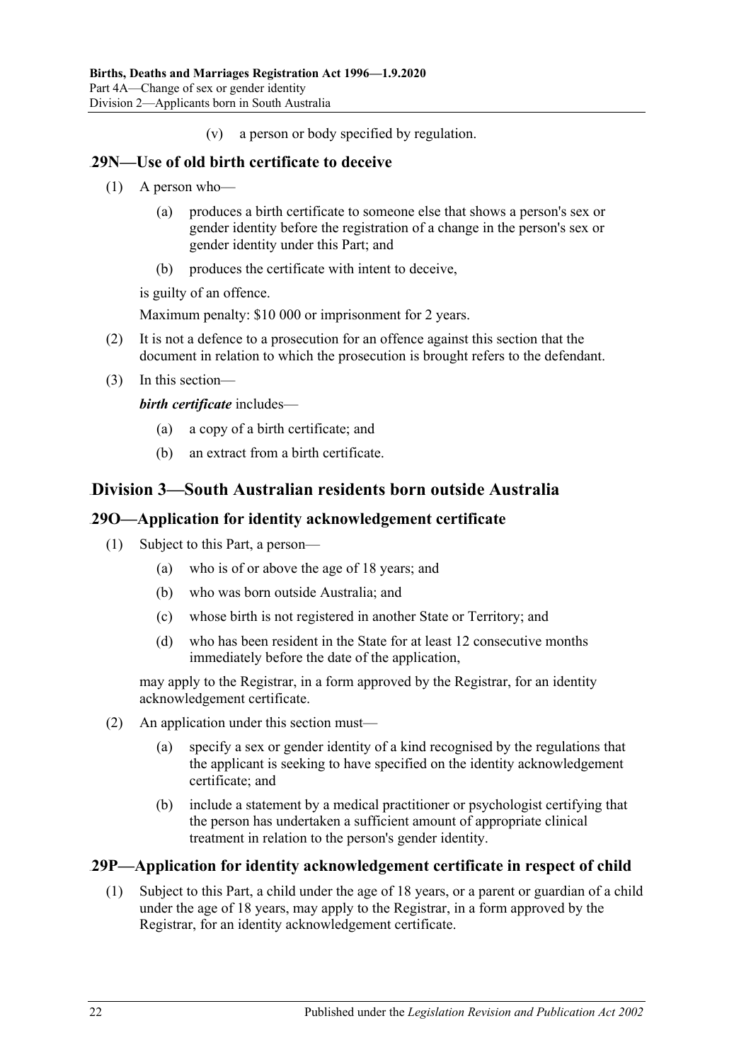(v) a person or body specified by regulation.

## 29N—Use of old birth certificate to deceive

(1) A person who—

(a) produces a birth certificate to someone else that shows a person's sex or gender identity before the registration of a change in the person's sex or gender identity under this Part; and

(b) produces the certificate with intent to deceive,

is guilty of an offence.

Maximum penalty: $10 000 or imprisonment for 2 years.

(2) It is not a defence to a prosecution for an offence against this section that the document in relation to which the prosecution is brought refers to the defendant.

(3) In this section—

***birth certificate*** includes—

(a) a copy of a birth certificate; and

(b) an extract from a birth certificate.

# Division 3—South Australian residents born outside Australia

## 29O—Application for identity acknowledgement certificate

(1) Subject to this Part, a person—

(a) who is of or above the age of 18 years; and

(b) who was born outside Australia; and

(c) whose birth is not registered in another State or Territory; and

(d) who has been resident in the State for at least 12 consecutive months immediately before the date of the application,

may apply to the Registrar, in a form approved by the Registrar, for an identity acknowledgement certificate.

(2) An application under this section must—

(a) specify a sex or gender identity of a kind recognised by the regulations that the applicant is seeking to have specified on the identity acknowledgement certificate; and

(b) include a statement by a medical practitioner or psychologist certifying that the person has undertaken a sufficient amount of appropriate clinical treatment in relation to the person's gender identity.

## 29P—Application for identity acknowledgement certificate in respect of child

(1) Subject to this Part, a child under the age of 18 years, or a parent or guardian of a child under the age of 18 years, may apply to the Registrar, in a form approved by the Registrar, for an identity acknowledgement certificate.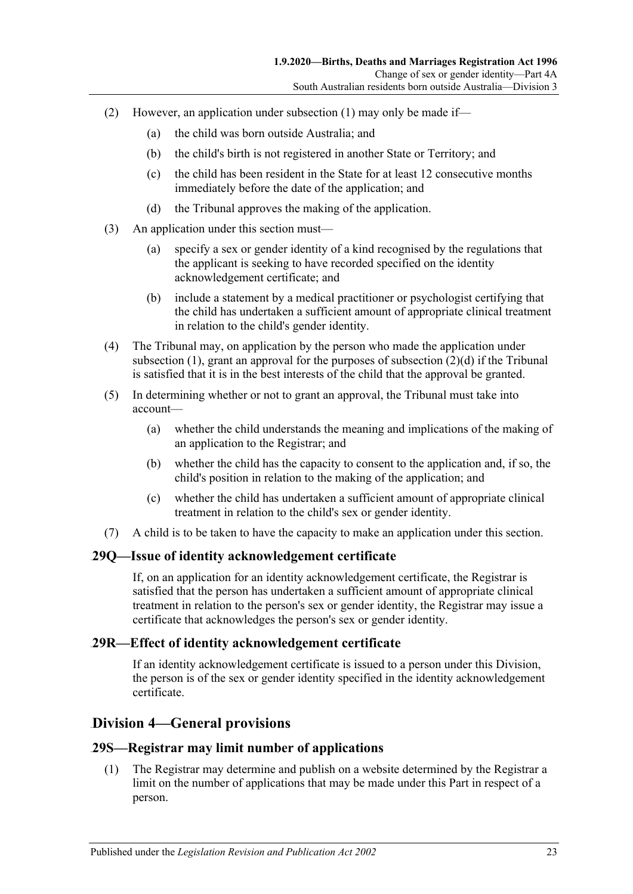(2) However, an application under subsection (1) may only be made if—

(a) the child was born outside Australia; and

(b) the child's birth is not registered in another State or Territory; and

(c) the child has been resident in the State for at least 12 consecutive months immediately before the date of the application; and

(d) the Tribunal approves the making of the application.

(3) An application under this section must—

(a) specify a sex or gender identity of a kind recognised by the regulations that the applicant is seeking to have recorded specified on the identity acknowledgement certificate; and

(b) include a statement by a medical practitioner or psychologist certifying that the child has undertaken a sufficient amount of appropriate clinical treatment in relation to the child's gender identity.

(4) The Tribunal may, on application by the person who made the application under subsection (1), grant an approval for the purposes of subsection (2)(d) if the Tribunal is satisfied that it is in the best interests of the child that the approval be granted.

(5) In determining whether or not to grant an approval, the Tribunal must take into account—

(a) whether the child understands the meaning and implications of the making of an application to the Registrar; and

(b) whether the child has the capacity to consent to the application and, if so, the child's position in relation to the making of the application; and

(c) whether the child has undertaken a sufficient amount of appropriate clinical treatment in relation to the child's sex or gender identity.

(7) A child is to be taken to have the capacity to make an application under this section.

### 29Q—Issue of identity acknowledgement certificate

If, on an application for an identity acknowledgement certificate, the Registrar is satisfied that the person has undertaken a sufficient amount of appropriate clinical treatment in relation to the person's sex or gender identity, the Registrar may issue a certificate that acknowledges the person's sex or gender identity.

### 29R—Effect of identity acknowledgement certificate

If an identity acknowledgement certificate is issued to a person under this Division, the person is of the sex or gender identity specified in the identity acknowledgement certificate.

## Division 4—General provisions

### 29S—Registrar may limit number of applications

(1) The Registrar may determine and publish on a website determined by the Registrar a limit on the number of applications that may be made under this Part in respect of a person.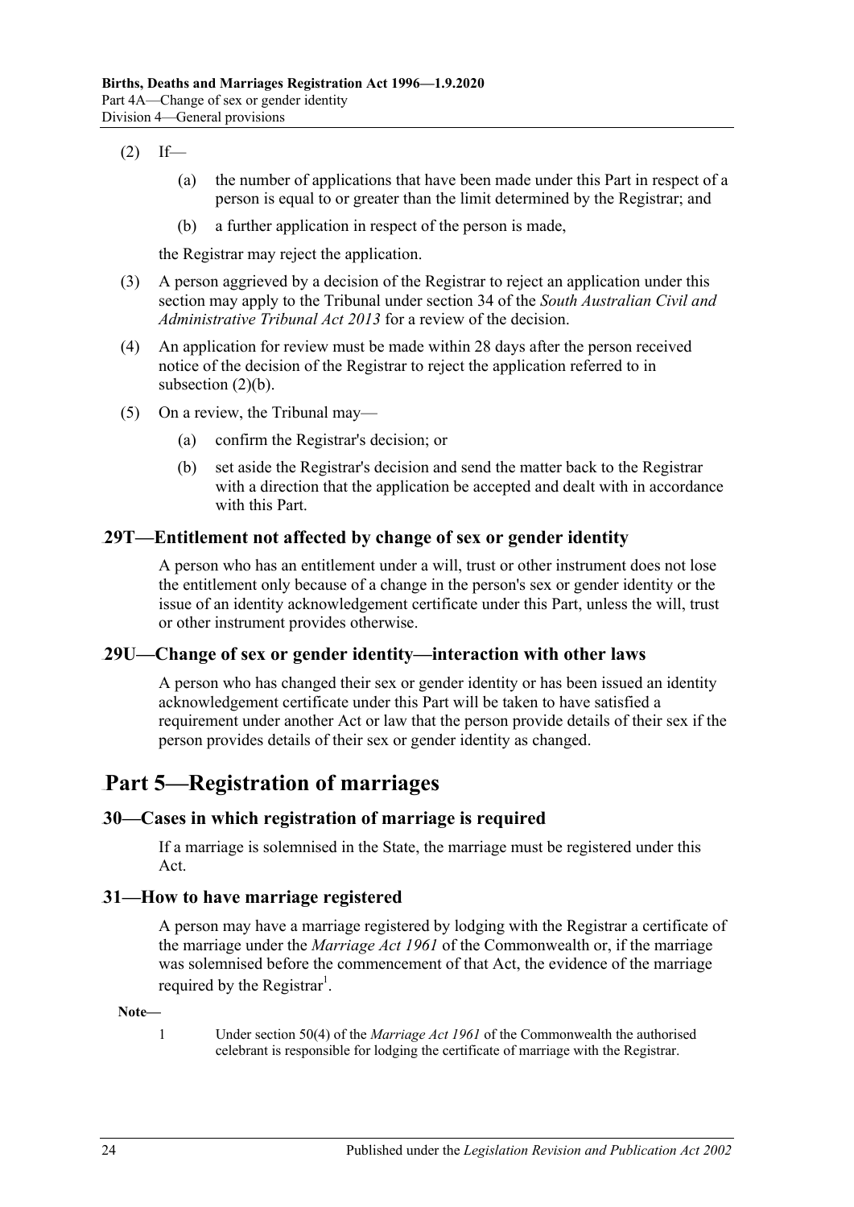(2) If—

(a) the number of applications that have been made under this Part in respect of a person is equal to or greater than the limit determined by the Registrar; and

(b) a further application in respect of the person is made,

the Registrar may reject the application.

(3) A person aggrieved by a decision of the Registrar to reject an application under this section may apply to the Tribunal under section 34 of the *South Australian Civil and Administrative Tribunal Act 2013* for a review of the decision.

(4) An application for review must be made within 28 days after the person received notice of the decision of the Registrar to reject the application referred to in subsection (2)(b).

(5) On a review, the Tribunal may—

(a) confirm the Registrar's decision; or

(b) set aside the Registrar's decision and send the matter back to the Registrar with a direction that the application be accepted and dealt with in accordance with this Part.

### 29T—Entitlement not affected by change of sex or gender identity

A person who has an entitlement under a will, trust or other instrument does not lose the entitlement only because of a change in the person's sex or gender identity or the issue of an identity acknowledgement certificate under this Part, unless the will, trust or other instrument provides otherwise.

### 29U—Change of sex or gender identity—interaction with other laws

A person who has changed their sex or gender identity or has been issued an identity acknowledgement certificate under this Part will be taken to have satisfied a requirement under another Act or law that the person provide details of their sex if the person provides details of their sex or gender identity as changed.

## Part 5—Registration of marriages

### 30—Cases in which registration of marriage is required

If a marriage is solemnised in the State, the marriage must be registered under this Act.

### 31—How to have marriage registered

A person may have a marriage registered by lodging with the Registrar a certificate of the marriage under the *Marriage Act 1961* of the Commonwealth or, if the marriage was solemnised before the commencement of that Act, the evidence of the marriage required by the Registrar[1].

**Note—**

1 Under section 50(4) of the *Marriage Act 1961* of the Commonwealth the authorised celebrant is responsible for lodging the certificate of marriage with the Registrar.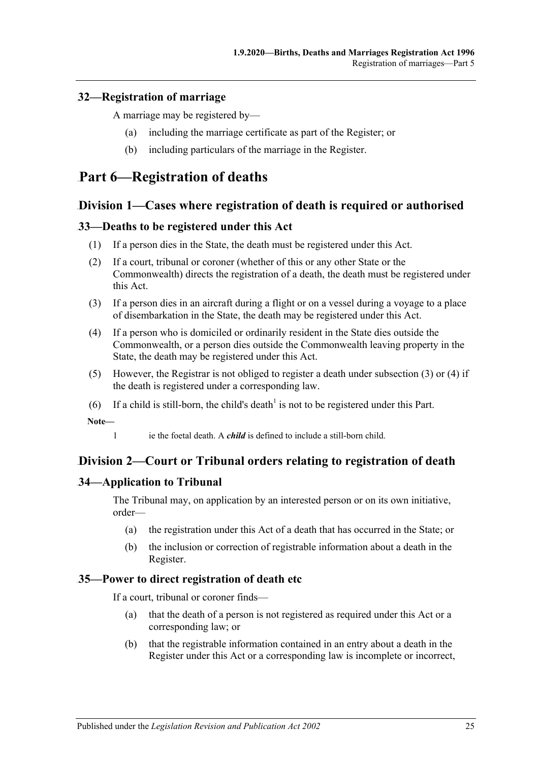### 32—Registration of marriage

A marriage may be registered by—

(a) including the marriage certificate as part of the Register; or

(b) including particulars of the marriage in the Register.

# Part 6—Registration of deaths

## Division 1—Cases where registration of death is required or authorised

### 33—Deaths to be registered under this Act

(1) If a person dies in the State, the death must be registered under this Act.

(2) If a court, tribunal or coroner (whether of this or any other State or the Commonwealth) directs the registration of a death, the death must be registered under this Act.

(3) If a person dies in an aircraft during a flight or on a vessel during a voyage to a place of disembarkation in the State, the death may be registered under this Act.

(4) If a person who is domiciled or ordinarily resident in the State dies outside the Commonwealth, or a person dies outside the Commonwealth leaving property in the State, the death may be registered under this Act.

(5) However, the Registrar is not obliged to register a death under subsection (3) or (4) if the death is registered under a corresponding law.

(6) If a child is still-born, the child's death[1] is not to be registered under this Part.

**Note—**

1 ie the foetal death. A ***child*** is defined to include a still-born child.

## Division 2—Court or Tribunal orders relating to registration of death

### 34—Application to Tribunal

The Tribunal may, on application by an interested person or on its own initiative, order—

(a) the registration under this Act of a death that has occurred in the State; or

(b) the inclusion or correction of registrable information about a death in the Register.

### 35—Power to direct registration of death etc

If a court, tribunal or coroner finds—

(a) that the death of a person is not registered as required under this Act or a corresponding law; or

(b) that the registrable information contained in an entry about a death in the Register under this Act or a corresponding law is incomplete or incorrect,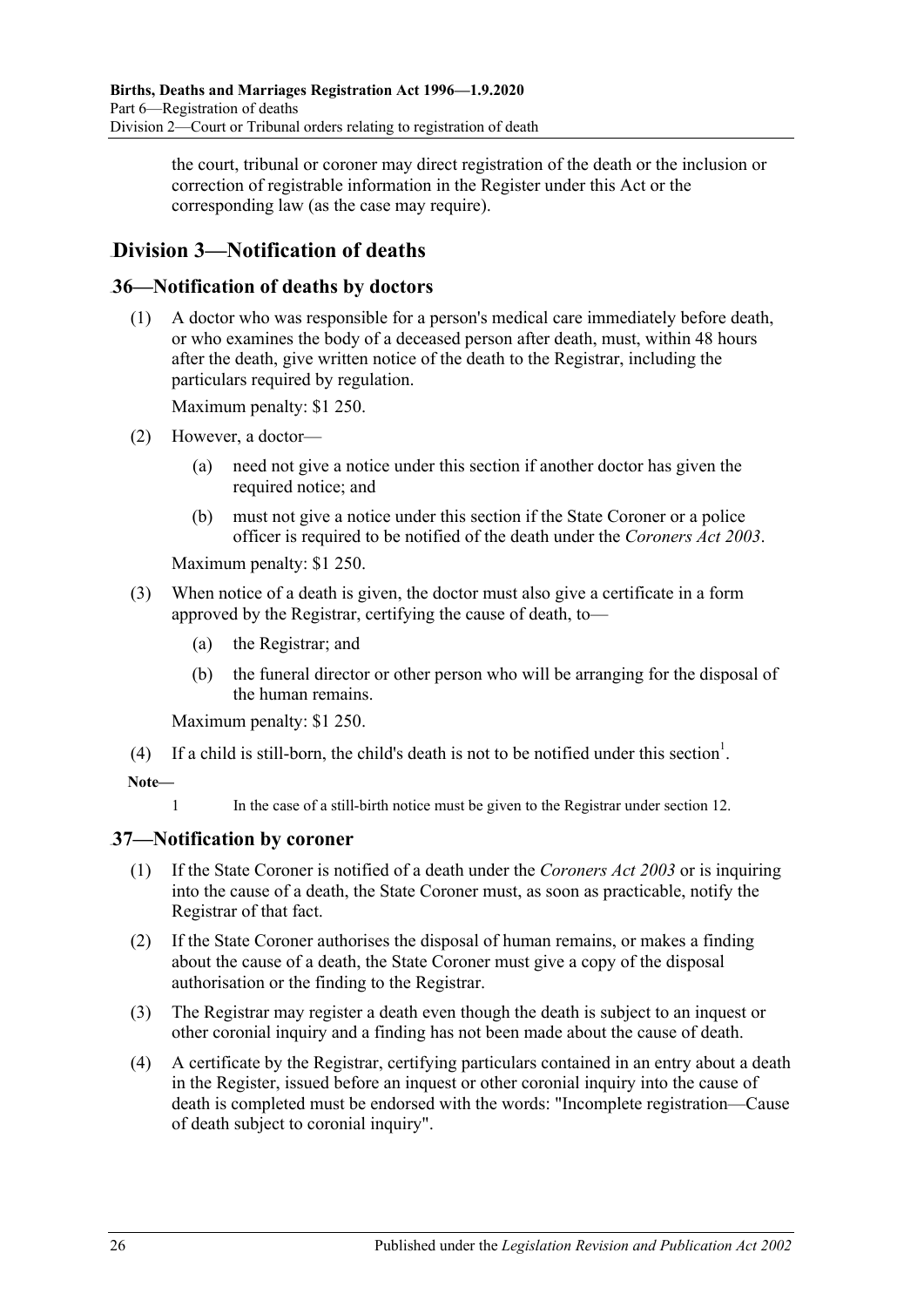the court, tribunal or coroner may direct registration of the death or the inclusion or correction of registrable information in the Register under this Act or the corresponding law (as the case may require).

## Division 3—Notification of deaths

### 36—Notification of deaths by doctors

(1) A doctor who was responsible for a person's medical care immediately before death, or who examines the body of a deceased person after death, must, within 48 hours after the death, give written notice of the death to the Registrar, including the particulars required by regulation.

Maximum penalty: $1 250.

(2) However, a doctor—

(a) need not give a notice under this section if another doctor has given the required notice; and

(b) must not give a notice under this section if the State Coroner or a police officer is required to be notified of the death under the *Coroners Act 2003*.

Maximum penalty: $1 250.

(3) When notice of a death is given, the doctor must also give a certificate in a form approved by the Registrar, certifying the cause of death, to—

(a) the Registrar; and

(b) the funeral director or other person who will be arranging for the disposal of the human remains.

Maximum penalty: $1 250.

(4) If a child is still-born, the child's death is not to be notified under this section[1].

**Note—**

1 In the case of a still-birth notice must be given to the Registrar under section 12.

### 37—Notification by coroner

(1) If the State Coroner is notified of a death under the *Coroners Act 2003* or is inquiring into the cause of a death, the State Coroner must, as soon as practicable, notify the Registrar of that fact.

(2) If the State Coroner authorises the disposal of human remains, or makes a finding about the cause of a death, the State Coroner must give a copy of the disposal authorisation or the finding to the Registrar.

(3) The Registrar may register a death even though the death is subject to an inquest or other coronial inquiry and a finding has not been made about the cause of death.

(4) A certificate by the Registrar, certifying particulars contained in an entry about a death in the Register, issued before an inquest or other coronial inquiry into the cause of death is completed must be endorsed with the words: "Incomplete registration—Cause of death subject to coronial inquiry".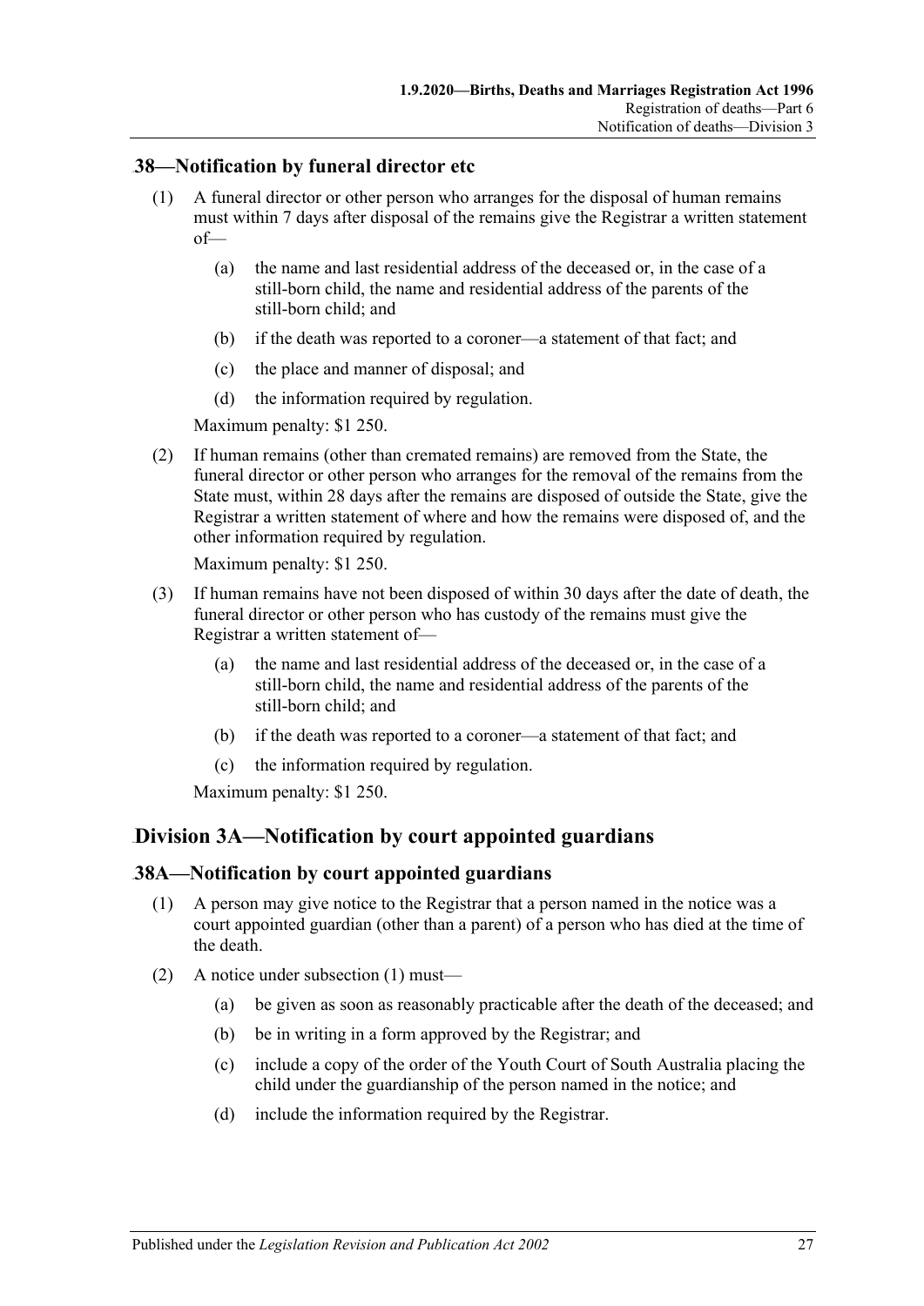## 38—Notification by funeral director etc

(1) A funeral director or other person who arranges for the disposal of human remains must within 7 days after disposal of the remains give the Registrar a written statement of—

(a) the name and last residential address of the deceased or, in the case of a still-born child, the name and residential address of the parents of the still-born child; and

(b) if the death was reported to a coroner—a statement of that fact; and

(c) the place and manner of disposal; and

(d) the information required by regulation.

Maximum penalty: $1 250.

(2) If human remains (other than cremated remains) are removed from the State, the funeral director or other person who arranges for the removal of the remains from the State must, within 28 days after the remains are disposed of outside the State, give the Registrar a written statement of where and how the remains were disposed of, and the other information required by regulation.

Maximum penalty: $1 250.

(3) If human remains have not been disposed of within 30 days after the date of death, the funeral director or other person who has custody of the remains must give the Registrar a written statement of—

(a) the name and last residential address of the deceased or, in the case of a still-born child, the name and residential address of the parents of the still-born child; and

(b) if the death was reported to a coroner—a statement of that fact; and

(c) the information required by regulation.

Maximum penalty: $1 250.

# Division 3A—Notification by court appointed guardians

## 38A—Notification by court appointed guardians

(1) A person may give notice to the Registrar that a person named in the notice was a court appointed guardian (other than a parent) of a person who has died at the time of the death.

(2) A notice under subsection (1) must—

(a) be given as soon as reasonably practicable after the death of the deceased; and

(b) be in writing in a form approved by the Registrar; and

(c) include a copy of the order of the Youth Court of South Australia placing the child under the guardianship of the person named in the notice; and

(d) include the information required by the Registrar.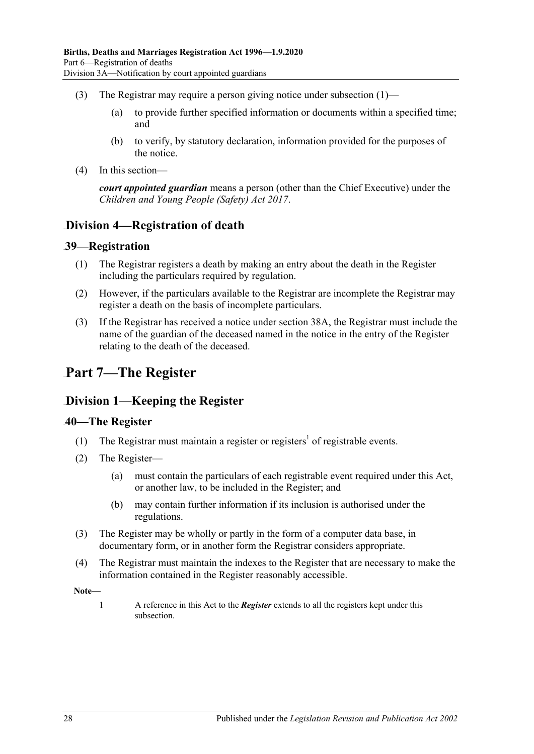(3) The Registrar may require a person giving notice under subsection (1)—

(a) to provide further specified information or documents within a specified time; and

(b) to verify, by statutory declaration, information provided for the purposes of the notice.

(4) In this section—

***court appointed guardian*** means a person (other than the Chief Executive) under the *Children and Young People (Safety) Act 2017*.

## Division 4—Registration of death

### 39—Registration

(1) The Registrar registers a death by making an entry about the death in the Register including the particulars required by regulation.

(2) However, if the particulars available to the Registrar are incomplete the Registrar may register a death on the basis of incomplete particulars.

(3) If the Registrar has received a notice under section 38A, the Registrar must include the name of the guardian of the deceased named in the notice in the entry of the Register relating to the death of the deceased.

# Part 7—The Register

## Division 1—Keeping the Register

### 40—The Register

(1) The Registrar must maintain a register or registers[1] of registrable events.

(2) The Register—

(a) must contain the particulars of each registrable event required under this Act, or another law, to be included in the Register; and

(b) may contain further information if its inclusion is authorised under the regulations.

(3) The Register may be wholly or partly in the form of a computer data base, in documentary form, or in another form the Registrar considers appropriate.

(4) The Registrar must maintain the indexes to the Register that are necessary to make the information contained in the Register reasonably accessible.

**Note—**

1 A reference in this Act to the ***Register*** extends to all the registers kept under this subsection.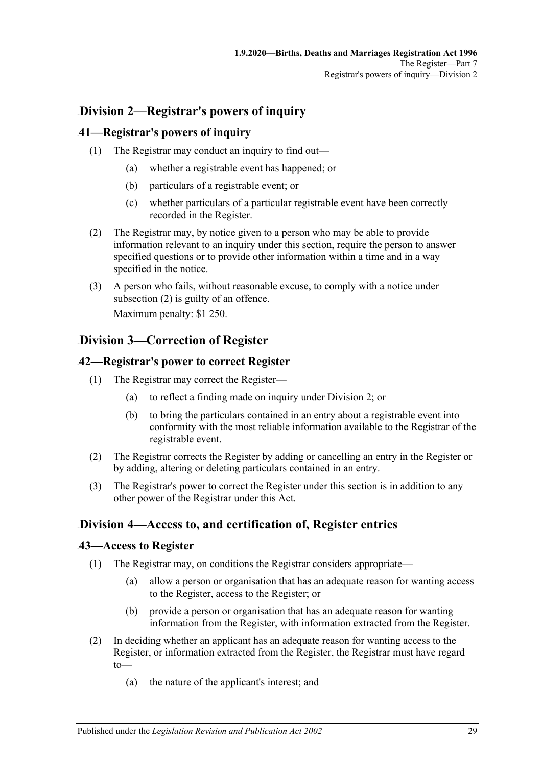## Division 2—Registrar's powers of inquiry

### 41—Registrar's powers of inquiry

(1) The Registrar may conduct an inquiry to find out—

(a) whether a registrable event has happened; or

(b) particulars of a registrable event; or

(c) whether particulars of a particular registrable event have been correctly recorded in the Register.

(2) The Registrar may, by notice given to a person who may be able to provide information relevant to an inquiry under this section, require the person to answer specified questions or to provide other information within a time and in a way specified in the notice.

(3) A person who fails, without reasonable excuse, to comply with a notice under subsection (2) is guilty of an offence.

Maximum penalty: $1 250.

## Division 3—Correction of Register

### 42—Registrar's power to correct Register

(1) The Registrar may correct the Register—

(a) to reflect a finding made on inquiry under Division 2; or

(b) to bring the particulars contained in an entry about a registrable event into conformity with the most reliable information available to the Registrar of the registrable event.

(2) The Registrar corrects the Register by adding or cancelling an entry in the Register or by adding, altering or deleting particulars contained in an entry.

(3) The Registrar's power to correct the Register under this section is in addition to any other power of the Registrar under this Act.

## Division 4—Access to, and certification of, Register entries

### 43—Access to Register

(1) The Registrar may, on conditions the Registrar considers appropriate—

(a) allow a person or organisation that has an adequate reason for wanting access to the Register, access to the Register; or

(b) provide a person or organisation that has an adequate reason for wanting information from the Register, with information extracted from the Register.

(2) In deciding whether an applicant has an adequate reason for wanting access to the Register, or information extracted from the Register, the Registrar must have regard to—

(a) the nature of the applicant's interest; and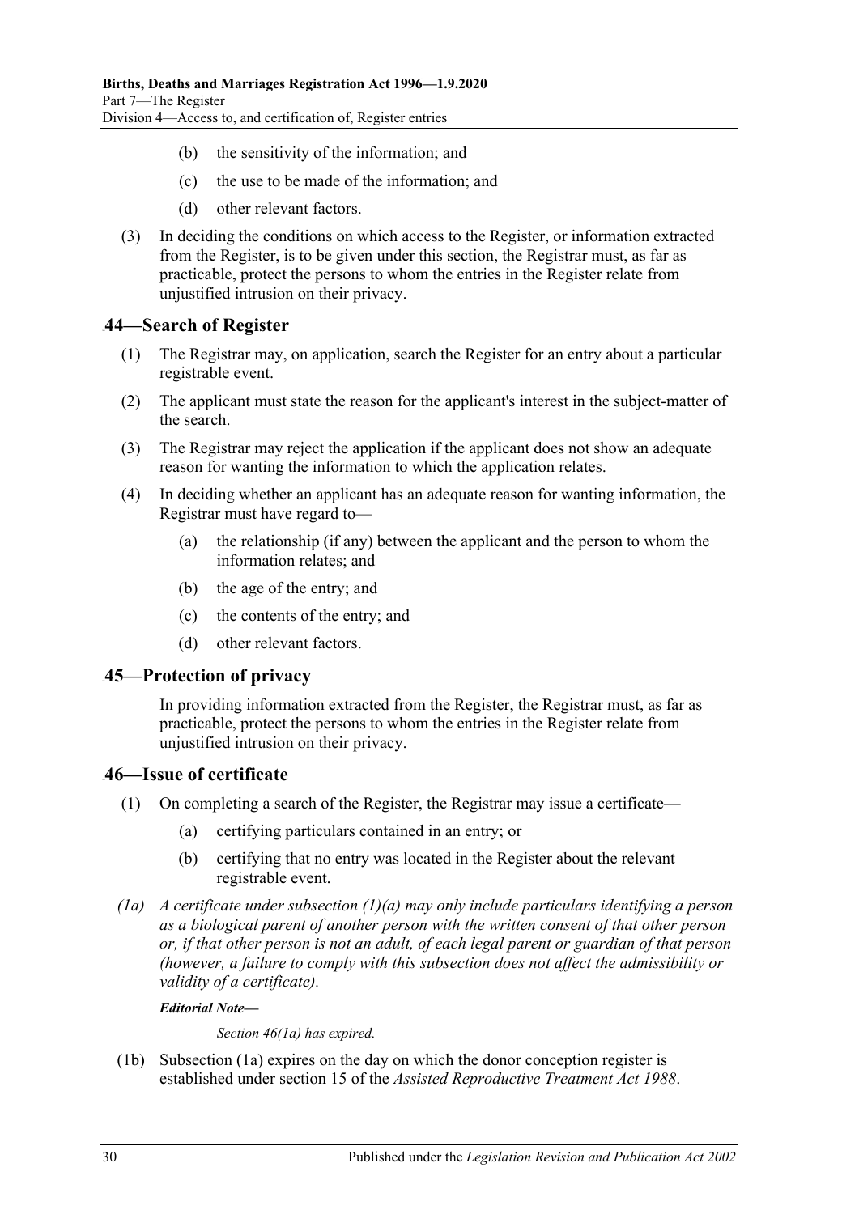(b) the sensitivity of the information; and

(c) the use to be made of the information; and

(d) other relevant factors.

(3) In deciding the conditions on which access to the Register, or information extracted from the Register, is to be given under this section, the Registrar must, as far as practicable, protect the persons to whom the entries in the Register relate from unjustified intrusion on their privacy.

## 44—Search of Register

(1) The Registrar may, on application, search the Register for an entry about a particular registrable event.

(2) The applicant must state the reason for the applicant's interest in the subject-matter of the search.

(3) The Registrar may reject the application if the applicant does not show an adequate reason for wanting the information to which the application relates.

(4) In deciding whether an applicant has an adequate reason for wanting information, the Registrar must have regard to—

(a) the relationship (if any) between the applicant and the person to whom the information relates; and

(b) the age of the entry; and

(c) the contents of the entry; and

(d) other relevant factors.

## 45—Protection of privacy

In providing information extracted from the Register, the Registrar must, as far as practicable, protect the persons to whom the entries in the Register relate from unjustified intrusion on their privacy.

## 46—Issue of certificate

(1) On completing a search of the Register, the Registrar may issue a certificate—

(a) certifying particulars contained in an entry; or

(b) certifying that no entry was located in the Register about the relevant registrable event.

*(1a) A certificate under subsection (1)(a) may only include particulars identifying a person as a biological parent of another person with the written consent of that other person or, if that other person is not an adult, of each legal parent or guardian of that person (however, a failure to comply with this subsection does not affect the admissibility or validity of a certificate).*

***Editorial Note—***

*Section 46(1a) has expired.*

(1b) Subsection (1a) expires on the day on which the donor conception register is established under section 15 of the *Assisted Reproductive Treatment Act 1988*.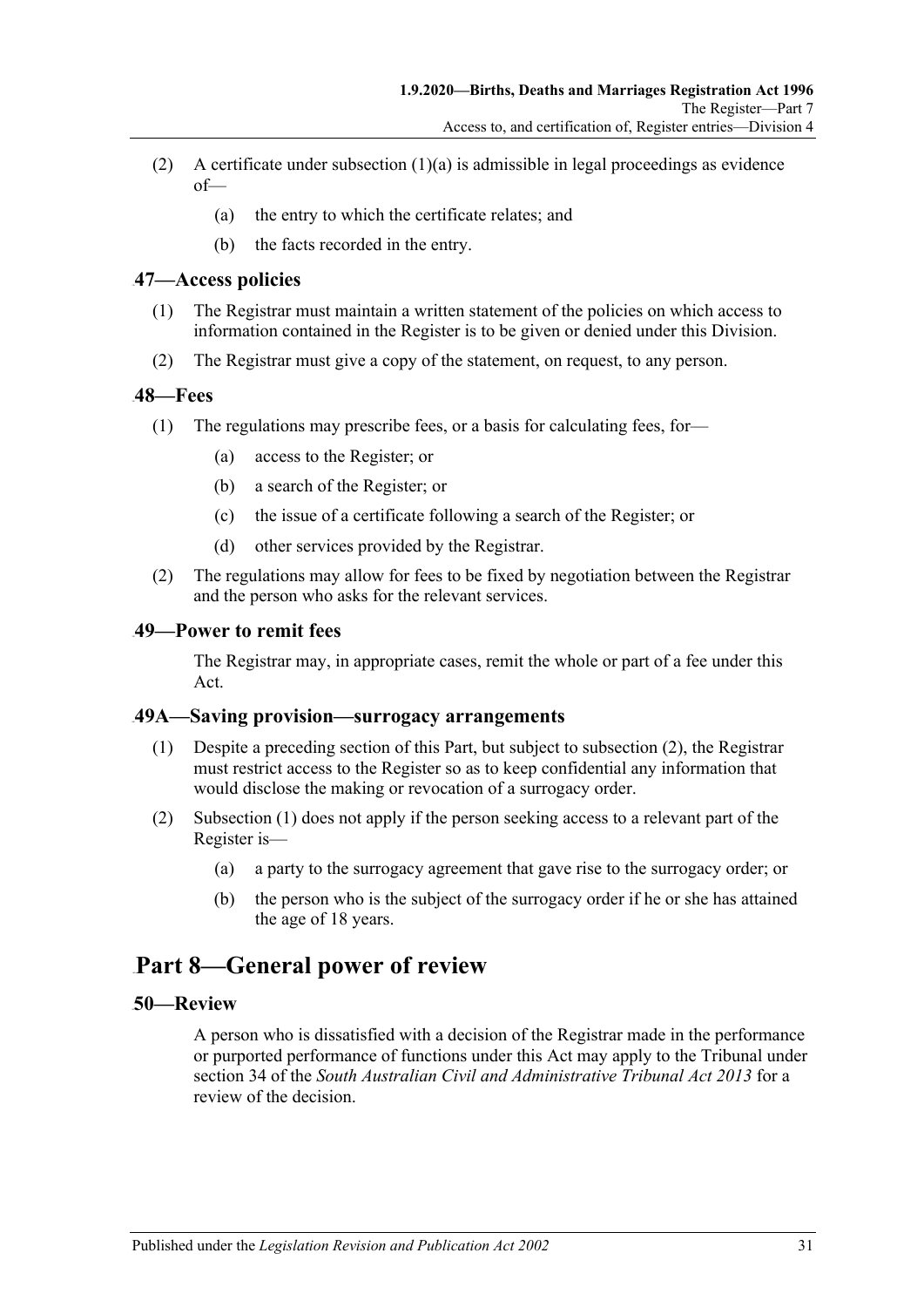(2) A certificate under subsection (1)(a) is admissible in legal proceedings as evidence of—

(a) the entry to which the certificate relates; and

(b) the facts recorded in the entry.

## 47—Access policies

(1) The Registrar must maintain a written statement of the policies on which access to information contained in the Register is to be given or denied under this Division.

(2) The Registrar must give a copy of the statement, on request, to any person.

## 48—Fees

(1) The regulations may prescribe fees, or a basis for calculating fees, for—

(a) access to the Register; or

(b) a search of the Register; or

(c) the issue of a certificate following a search of the Register; or

(d) other services provided by the Registrar.

(2) The regulations may allow for fees to be fixed by negotiation between the Registrar and the person who asks for the relevant services.

## 49—Power to remit fees

The Registrar may, in appropriate cases, remit the whole or part of a fee under this Act.

## 49A—Saving provision—surrogacy arrangements

(1) Despite a preceding section of this Part, but subject to subsection (2), the Registrar must restrict access to the Register so as to keep confidential any information that would disclose the making or revocation of a surrogacy order.

(2) Subsection (1) does not apply if the person seeking access to a relevant part of the Register is—

(a) a party to the surrogacy agreement that gave rise to the surrogacy order; or

(b) the person who is the subject of the surrogacy order if he or she has attained the age of 18 years.

# Part 8—General power of review

## 50—Review

A person who is dissatisfied with a decision of the Registrar made in the performance or purported performance of functions under this Act may apply to the Tribunal under section 34 of the *South Australian Civil and Administrative Tribunal Act 2013* for a review of the decision.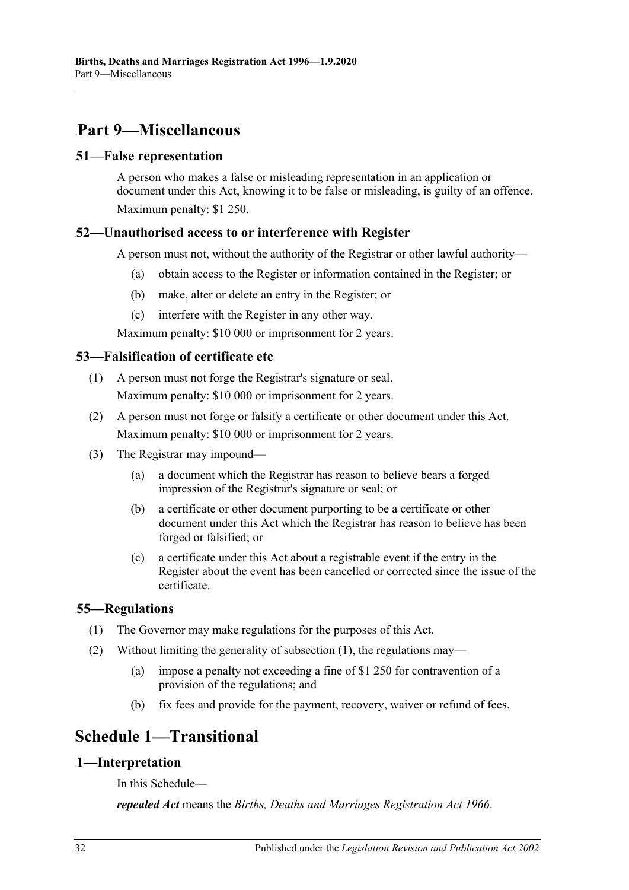## Part 9—Miscellaneous

### 51—False representation

A person who makes a false or misleading representation in an application or document under this Act, knowing it to be false or misleading, is guilty of an offence.

Maximum penalty: $1 250.

### 52—Unauthorised access to or interference with Register

A person must not, without the authority of the Registrar or other lawful authority—

(a) obtain access to the Register or information contained in the Register; or

(b) make, alter or delete an entry in the Register; or

(c) interfere with the Register in any other way.

Maximum penalty: $10 000 or imprisonment for 2 years.

### 53—Falsification of certificate etc

(1) A person must not forge the Registrar's signature or seal.

Maximum penalty: $10 000 or imprisonment for 2 years.

(2) A person must not forge or falsify a certificate or other document under this Act.

Maximum penalty: $10 000 or imprisonment for 2 years.

(3) The Registrar may impound—

(a) a document which the Registrar has reason to believe bears a forged impression of the Registrar's signature or seal; or

(b) a certificate or other document purporting to be a certificate or other document under this Act which the Registrar has reason to believe has been forged or falsified; or

(c) a certificate under this Act about a registrable event if the entry in the Register about the event has been cancelled or corrected since the issue of the certificate.

### 55—Regulations

(1) The Governor may make regulations for the purposes of this Act.

(2) Without limiting the generality of subsection (1), the regulations may—

(a) impose a penalty not exceeding a fine of $1 250 for contravention of a provision of the regulations; and

(b) fix fees and provide for the payment, recovery, waiver or refund of fees.

## Schedule 1—Transitional

### 1—Interpretation

In this Schedule—

***repealed Act*** means the *Births, Deaths and Marriages Registration Act 1966*.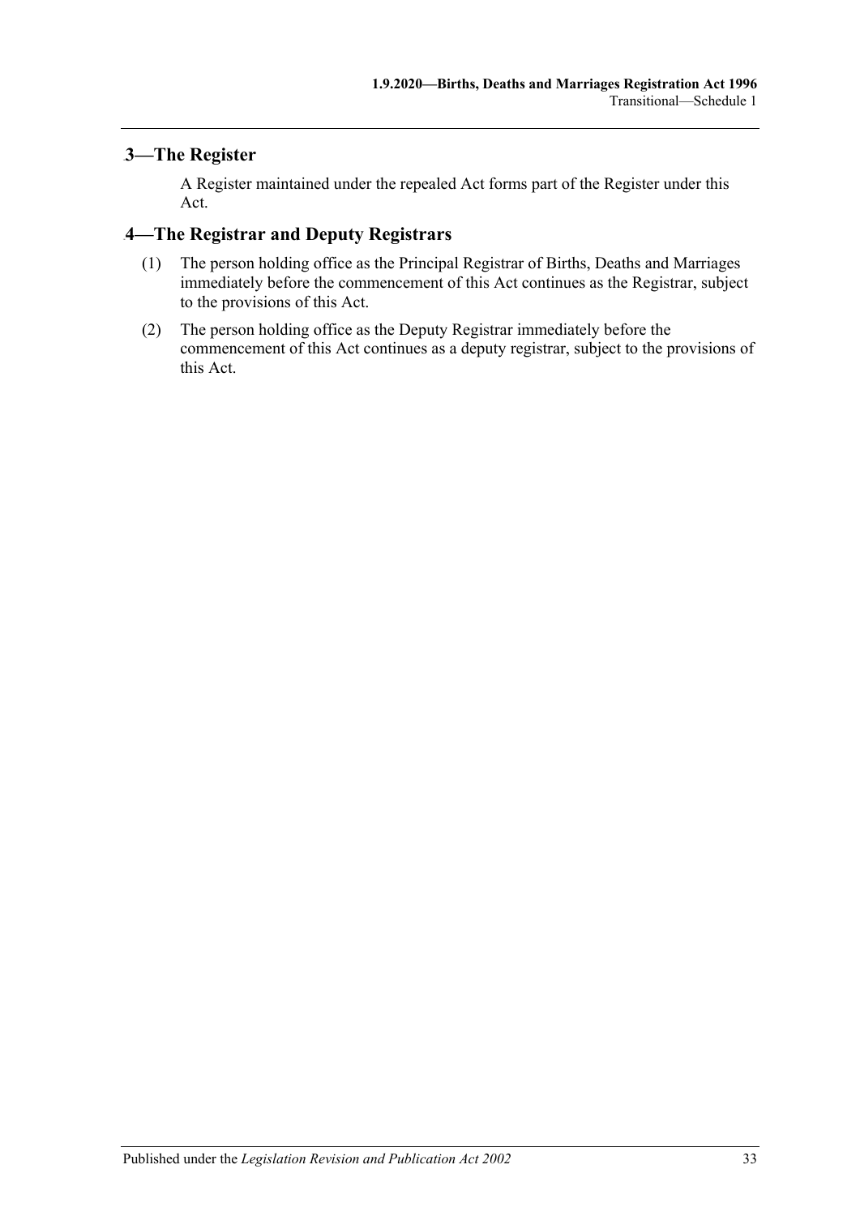## 3—The Register

A Register maintained under the repealed Act forms part of the Register under this Act.

## 4—The Registrar and Deputy Registrars

(1) The person holding office as the Principal Registrar of Births, Deaths and Marriages immediately before the commencement of this Act continues as the Registrar, subject to the provisions of this Act.

(2) The person holding office as the Deputy Registrar immediately before the commencement of this Act continues as a deputy registrar, subject to the provisions of this Act.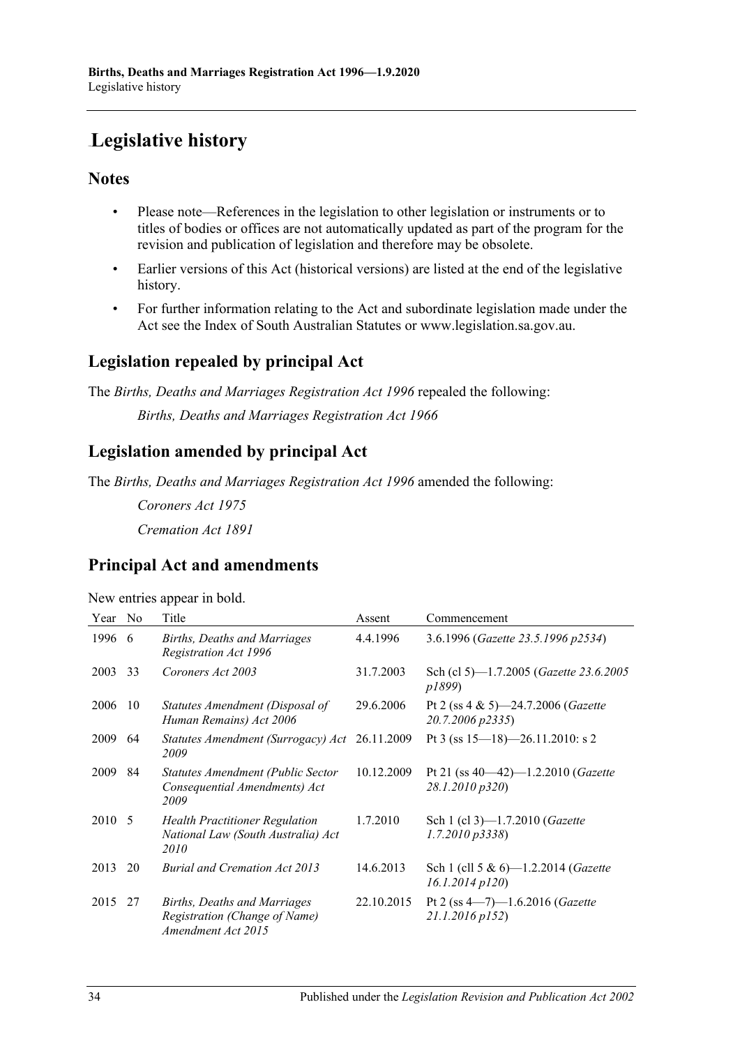# Legislative history

## Notes

- Please note—References in the legislation to other legislation or instruments or to titles of bodies or offices are not automatically updated as part of the program for the revision and publication of legislation and therefore may be obsolete.
- Earlier versions of this Act (historical versions) are listed at the end of the legislative history.
- For further information relating to the Act and subordinate legislation made under the Act see the Index of South Australian Statutes or www.legislation.sa.gov.au.

## Legislation repealed by principal Act

The *Births, Deaths and Marriages Registration Act 1996* repealed the following:

*Births, Deaths and Marriages Registration Act 1966*

## Legislation amended by principal Act

The *Births, Deaths and Marriages Registration Act 1996* amended the following:

*Coroners Act 1975*

*Cremation Act 1891*

## Principal Act and amendments

New entries appear in bold.

| Year | No | Title | Assent | Commencement |
|---|---|---|---|---|
| 1996 | 6 | *Births, Deaths and Marriages Registration Act 1996* | 4.4.1996 | 3.6.1996 (*Gazette 23.5.1996 p2534*) |
| 2003 | 33 | *Coroners Act 2003* | 31.7.2003 | Sch (cl 5)—1.7.2005 (*Gazette 23.6.2005 p1899*) |
| 2006 | 10 | *Statutes Amendment (Disposal of Human Remains) Act 2006* | 29.6.2006 | Pt 2 (ss 4 & 5)—24.7.2006 (*Gazette 20.7.2006 p2335*) |
| 2009 | 64 | *Statutes Amendment (Surrogacy) Act 2009* | 26.11.2009 | Pt 3 (ss 15—18)—26.11.2010: s 2 |
| 2009 | 84 | *Statutes Amendment (Public Sector Consequential Amendments) Act 2009* | 10.12.2009 | Pt 21 (ss 40—42)—1.2.2010 (*Gazette 28.1.2010 p320*) |
| 2010 | 5 | *Health Practitioner Regulation National Law (South Australia) Act 2010* | 1.7.2010 | Sch 1 (cl 3)—1.7.2010 (*Gazette 1.7.2010 p3338*) |
| 2013 | 20 | *Burial and Cremation Act 2013* | 14.6.2013 | Sch 1 (cll 5 & 6)—1.2.2014 (*Gazette 16.1.2014 p120*) |
| 2015 | 27 | *Births, Deaths and Marriages Registration (Change of Name) Amendment Act 2015* | 22.10.2015 | Pt 2 (ss 4—7)—1.6.2016 (*Gazette 21.1.2016 p152*) |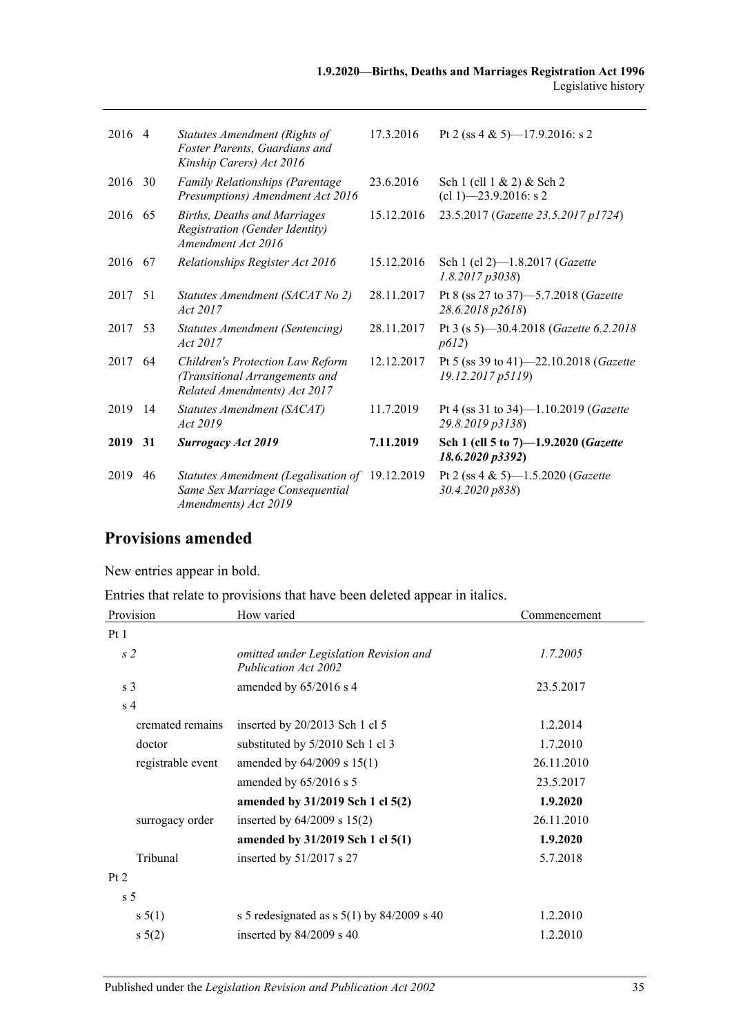| | | | | |
|---|---|---|---|---|
| 2016 | 4 | *Statutes Amendment (Rights of Foster Parents, Guardians and Kinship Carers) Act 2016* | 17.3.2016 | Pt 2 (ss 4 & 5)—17.9.2016: s 2 |
| 2016 | 30 | *Family Relationships (Parentage Presumptions) Amendment Act 2016* | 23.6.2016 | Sch 1 (cll 1 & 2) & Sch 2 (cl 1)—23.9.2016: s 2 |
| 2016 | 65 | *Births, Deaths and Marriages Registration (Gender Identity) Amendment Act 2016* | 15.12.2016 | 23.5.2017 (*Gazette 23.5.2017 p1724*) |
| 2016 | 67 | *Relationships Register Act 2016* | 15.12.2016 | Sch 1 (cl 2)—1.8.2017 (*Gazette 1.8.2017 p3038*) |
| 2017 | 51 | *Statutes Amendment (SACAT No 2) Act 2017* | 28.11.2017 | Pt 8 (ss 27 to 37)—5.7.2018 (*Gazette 28.6.2018 p2618*) |
| 2017 | 53 | *Statutes Amendment (Sentencing) Act 2017* | 28.11.2017 | Pt 3 (s 5)—30.4.2018 (*Gazette 6.2.2018 p612*) |
| 2017 | 64 | *Children's Protection Law Reform (Transitional Arrangements and Related Amendments) Act 2017* | 12.12.2017 | Pt 5 (ss 39 to 41)—22.10.2018 (*Gazette 19.12.2017 p5119*) |
| 2019 | 14 | *Statutes Amendment (SACAT) Act 2019* | 11.7.2019 | Pt 4 (ss 31 to 34)—1.10.2019 (*Gazette 29.8.2019 p3138*) |
| **2019** | **31** | ***Surrogacy Act 2019*** | **7.11.2019** | **Sch 1 (cll 5 to 7)—1.9.2020 (*Gazette 18.6.2020 p3392*)** |
| 2019 | 46 | *Statutes Amendment (Legalisation of Same Sex Marriage Consequential Amendments) Act 2019* | 19.12.2019 | Pt 2 (ss 4 & 5)—1.5.2020 (*Gazette 30.4.2020 p838*) |

## Provisions amended

New entries appear in bold.

Entries that relate to provisions that have been deleted appear in italics.

| Provision | How varied | Commencement |
|---|---|---|
| Pt 1 | | |
| *s 2* | *omitted under Legislation Revision and Publication Act 2002* | *1.7.2005* |
| s 3 | amended by 65/2016 s 4 | 23.5.2017 |
| s 4 | | |
| cremated remains | inserted by 20/2013 Sch 1 cl 5 | 1.2.2014 |
| doctor | substituted by 5/2010 Sch 1 cl 3 | 1.7.2010 |
| registrable event | amended by 64/2009 s 15(1) | 26.11.2010 |
| | amended by 65/2016 s 5 | 23.5.2017 |
| | **amended by 31/2019 Sch 1 cl 5(2)** | **1.9.2020** |
| surrogacy order | inserted by 64/2009 s 15(2) | 26.11.2010 |
| | **amended by 31/2019 Sch 1 cl 5(1)** | **1.9.2020** |
| Tribunal | inserted by 51/2017 s 27 | 5.7.2018 |
| Pt 2 | | |
| s 5 | | |
| s 5(1) | s 5 redesignated as s 5(1) by 84/2009 s 40 | 1.2.2010 |
| s 5(2) | inserted by 84/2009 s 40 | 1.2.2010 |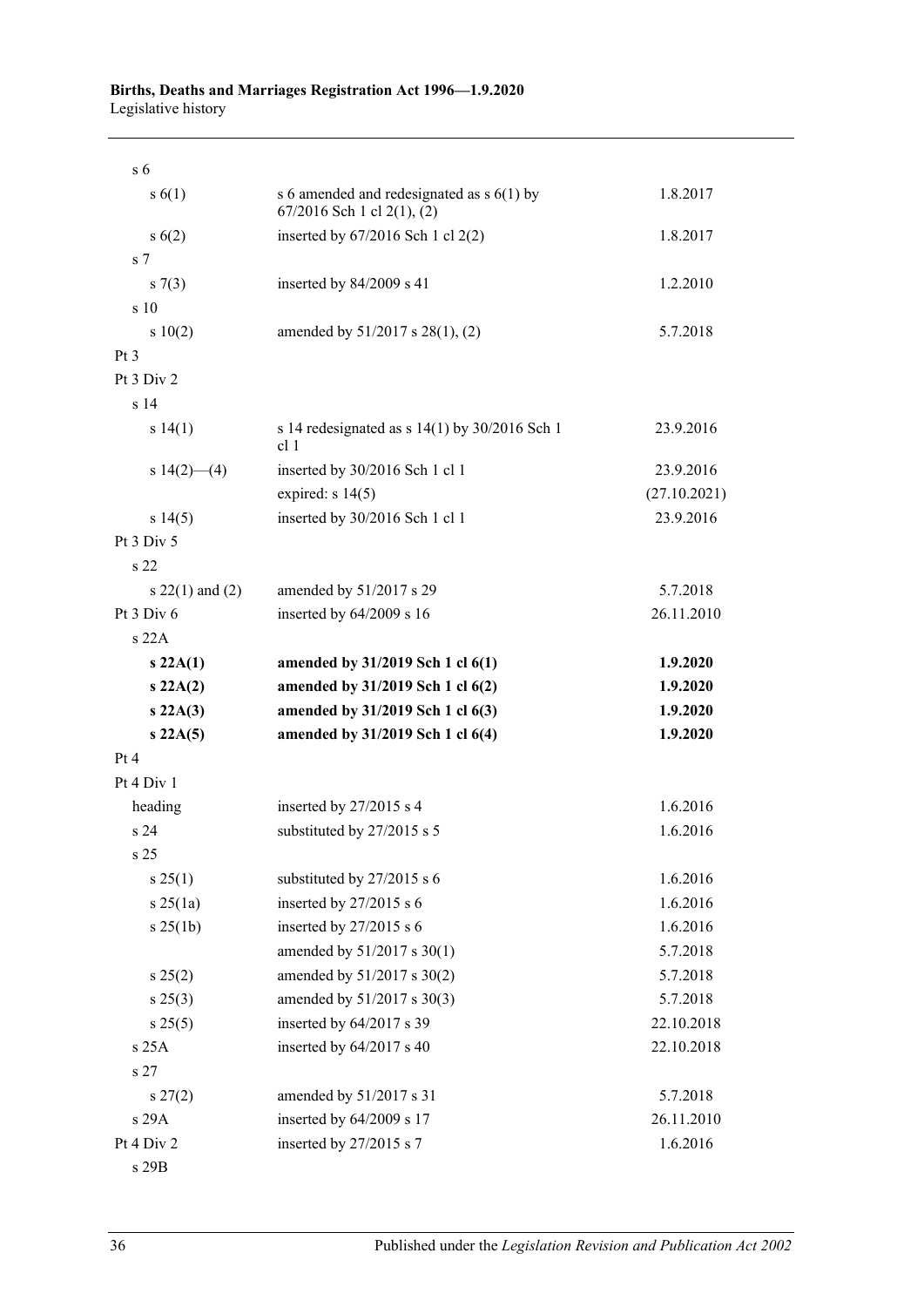| | | |
|---|---|---|
| s 6 | | |
| s 6(1) | s 6 amended and redesignated as s 6(1) by 67/2016 Sch 1 cl 2(1), (2) | 1.8.2017 |
| s 6(2) | inserted by 67/2016 Sch 1 cl 2(2) | 1.8.2017 |
| s 7 | | |
| s 7(3) | inserted by 84/2009 s 41 | 1.2.2010 |
| s 10 | | |
| s 10(2) | amended by 51/2017 s 28(1), (2) | 5.7.2018 |
| Pt 3 | | |
| Pt 3 Div 2 | | |
| s 14 | | |
| s 14(1) | s 14 redesignated as s 14(1) by 30/2016 Sch 1 cl 1 | 23.9.2016 |
| s 14(2)—(4) | inserted by 30/2016 Sch 1 cl 1 | 23.9.2016 |
| | expired: s 14(5) | (27.10.2021) |
| s 14(5) | inserted by 30/2016 Sch 1 cl 1 | 23.9.2016 |
| Pt 3 Div 5 | | |
| s 22 | | |
| s 22(1) and (2) | amended by 51/2017 s 29 | 5.7.2018 |
| Pt 3 Div 6 | inserted by 64/2009 s 16 | 26.11.2010 |
| s 22A | | |
| **s 22A(1)** | **amended by 31/2019 Sch 1 cl 6(1)** | **1.9.2020** |
| **s 22A(2)** | **amended by 31/2019 Sch 1 cl 6(2)** | **1.9.2020** |
| **s 22A(3)** | **amended by 31/2019 Sch 1 cl 6(3)** | **1.9.2020** |
| **s 22A(5)** | **amended by 31/2019 Sch 1 cl 6(4)** | **1.9.2020** |
| Pt 4 | | |
| Pt 4 Div 1 | | |
| heading | inserted by 27/2015 s 4 | 1.6.2016 |
| s 24 | substituted by 27/2015 s 5 | 1.6.2016 |
| s 25 | | |
| s 25(1) | substituted by 27/2015 s 6 | 1.6.2016 |
| s 25(1a) | inserted by 27/2015 s 6 | 1.6.2016 |
| s 25(1b) | inserted by 27/2015 s 6 | 1.6.2016 |
| | amended by 51/2017 s 30(1) | 5.7.2018 |
| s 25(2) | amended by 51/2017 s 30(2) | 5.7.2018 |
| s 25(3) | amended by 51/2017 s 30(3) | 5.7.2018 |
| s 25(5) | inserted by 64/2017 s 39 | 22.10.2018 |
| s 25A | inserted by 64/2017 s 40 | 22.10.2018 |
| s 27 | | |
| s 27(2) | amended by 51/2017 s 31 | 5.7.2018 |
| s 29A | inserted by 64/2009 s 17 | 26.11.2010 |
| Pt 4 Div 2 | inserted by 27/2015 s 7 | 1.6.2016 |
| s 29B | | |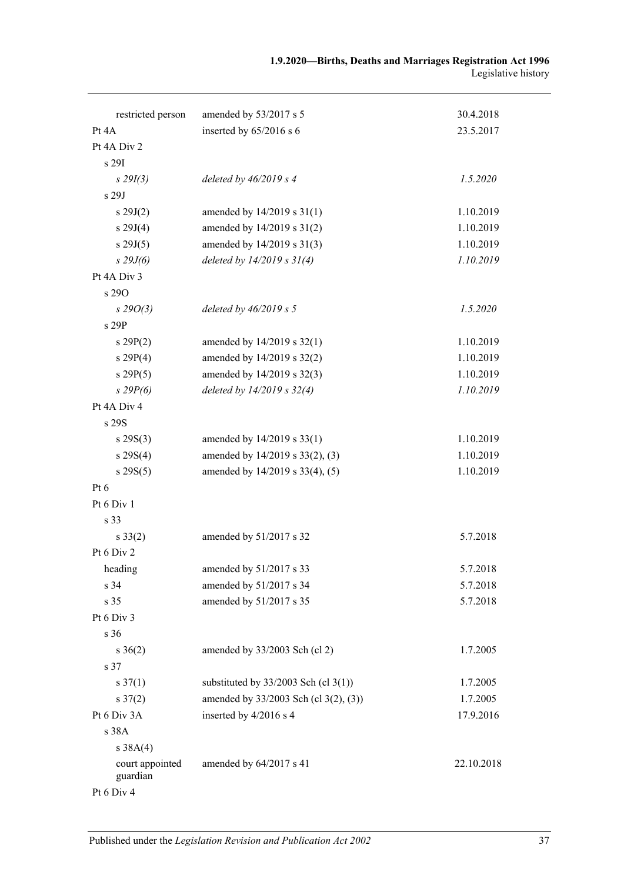| | | |
|---|---|---|
| restricted person | amended by 53/2017 s 5 | 30.4.2018 |
| Pt 4A | inserted by 65/2016 s 6 | 23.5.2017 |
| Pt 4A Div 2 | | |
| s 29I | | |
| *s 29I(3)* | *deleted by 46/2019 s 4* | *1.5.2020* |
| s 29J | | |
| s 29J(2) | amended by 14/2019 s 31(1) | 1.10.2019 |
| s 29J(4) | amended by 14/2019 s 31(2) | 1.10.2019 |
| s 29J(5) | amended by 14/2019 s 31(3) | 1.10.2019 |
| *s 29J(6)* | *deleted by 14/2019 s 31(4)* | *1.10.2019* |
| Pt 4A Div 3 | | |
| s 29O | | |
| *s 29O(3)* | *deleted by 46/2019 s 5* | *1.5.2020* |
| s 29P | | |
| s 29P(2) | amended by 14/2019 s 32(1) | 1.10.2019 |
| s 29P(4) | amended by 14/2019 s 32(2) | 1.10.2019 |
| s 29P(5) | amended by 14/2019 s 32(3) | 1.10.2019 |
| *s 29P(6)* | *deleted by 14/2019 s 32(4)* | *1.10.2019* |
| Pt 4A Div 4 | | |
| s 29S | | |
| s 29S(3) | amended by 14/2019 s 33(1) | 1.10.2019 |
| s 29S(4) | amended by 14/2019 s 33(2), (3) | 1.10.2019 |
| s 29S(5) | amended by 14/2019 s 33(4), (5) | 1.10.2019 |
| Pt 6 | | |
| Pt 6 Div 1 | | |
| s 33 | | |
| s 33(2) | amended by 51/2017 s 32 | 5.7.2018 |
| Pt 6 Div 2 | | |
| heading | amended by 51/2017 s 33 | 5.7.2018 |
| s 34 | amended by 51/2017 s 34 | 5.7.2018 |
| s 35 | amended by 51/2017 s 35 | 5.7.2018 |
| Pt 6 Div 3 | | |
| s 36 | | |
| s 36(2) | amended by 33/2003 Sch (cl 2) | 1.7.2005 |
| s 37 | | |
| s 37(1) | substituted by 33/2003 Sch (cl 3(1)) | 1.7.2005 |
| s 37(2) | amended by 33/2003 Sch (cl 3(2), (3)) | 1.7.2005 |
| Pt 6 Div 3A | inserted by 4/2016 s 4 | 17.9.2016 |
| s 38A | | |
| s 38A(4) | | |
| court appointed guardian | amended by 64/2017 s 41 | 22.10.2018 |
| Pt 6 Div 4 | | |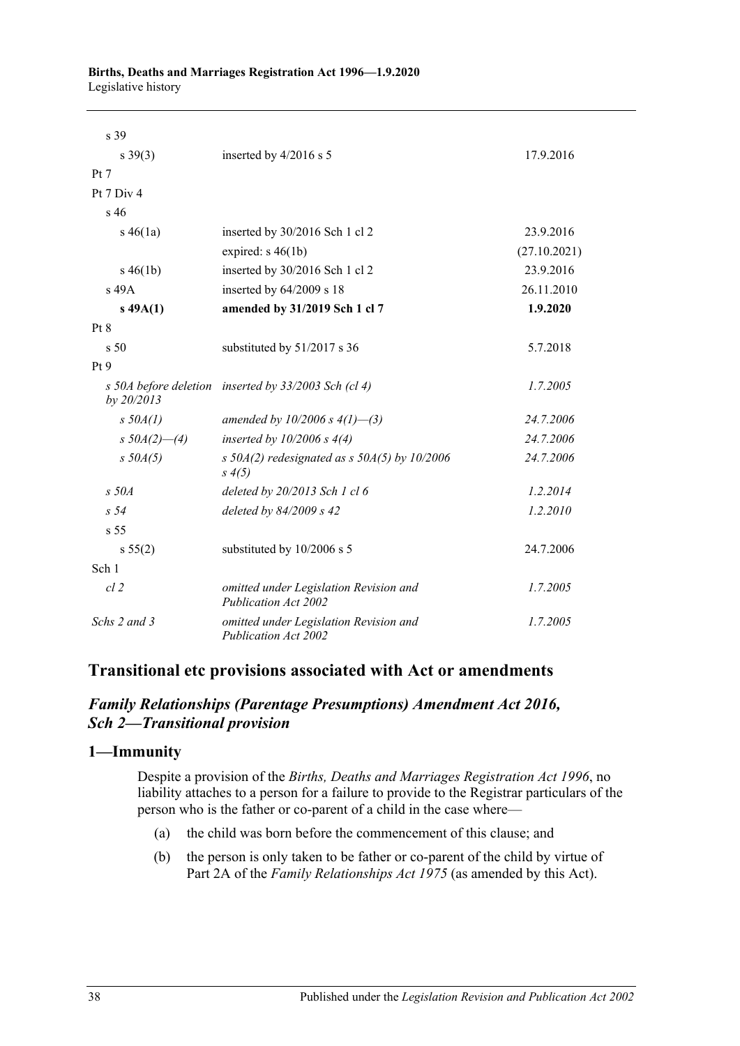| | | |
|---|---|---|
| s 39 | | |
| s 39(3) | inserted by 4/2016 s 5 | 17.9.2016 |
| Pt 7 | | |
| Pt 7 Div 4 | | |
| s 46 | | |
| s 46(1a) | inserted by 30/2016 Sch 1 cl 2 | 23.9.2016 |
| | expired: s 46(1b) | (27.10.2021) |
| s 46(1b) | inserted by 30/2016 Sch 1 cl 2 | 23.9.2016 |
| s 49A | inserted by 64/2009 s 18 | 26.11.2010 |
| **s 49A(1)** | **amended by 31/2019 Sch 1 cl 7** | **1.9.2020** |
| Pt 8 | | |
| s 50 | substituted by 51/2017 s 36 | 5.7.2018 |
| Pt 9 | | |
| *s 50A before deletion by 20/2013* | *inserted by 33/2003 Sch (cl 4)* | *1.7.2005* |
| *s 50A(1)* | *amended by 10/2006 s 4(1)—(3)* | *24.7.2006* |
| *s 50A(2)—(4)* | *inserted by 10/2006 s 4(4)* | *24.7.2006* |
| *s 50A(5)* | *s 50A(2) redesignated as s 50A(5) by 10/2006 s 4(5)* | *24.7.2006* |
| *s 50A* | *deleted by 20/2013 Sch 1 cl 6* | *1.2.2014* |
| *s 54* | *deleted by 84/2009 s 42* | *1.2.2010* |
| s 55 | | |
| s 55(2) | substituted by 10/2006 s 5 | 24.7.2006 |
| Sch 1 | | |
| *cl 2* | *omitted under Legislation Revision and Publication Act 2002* | *1.7.2005* |
| *Schs 2 and 3* | *omitted under Legislation Revision and Publication Act 2002* | *1.7.2005* |

## Transitional etc provisions associated with Act or amendments

### *Family Relationships (Parentage Presumptions) Amendment Act 2016, Sch 2—Transitional provision*

### 1—Immunity

Despite a provision of the *Births, Deaths and Marriages Registration Act 1996*, no liability attaches to a person for a failure to provide to the Registrar particulars of the person who is the father or co-parent of a child in the case where—

(a) the child was born before the commencement of this clause; and

(b) the person is only taken to be father or co-parent of the child by virtue of Part 2A of the *Family Relationships Act 1975* (as amended by this Act).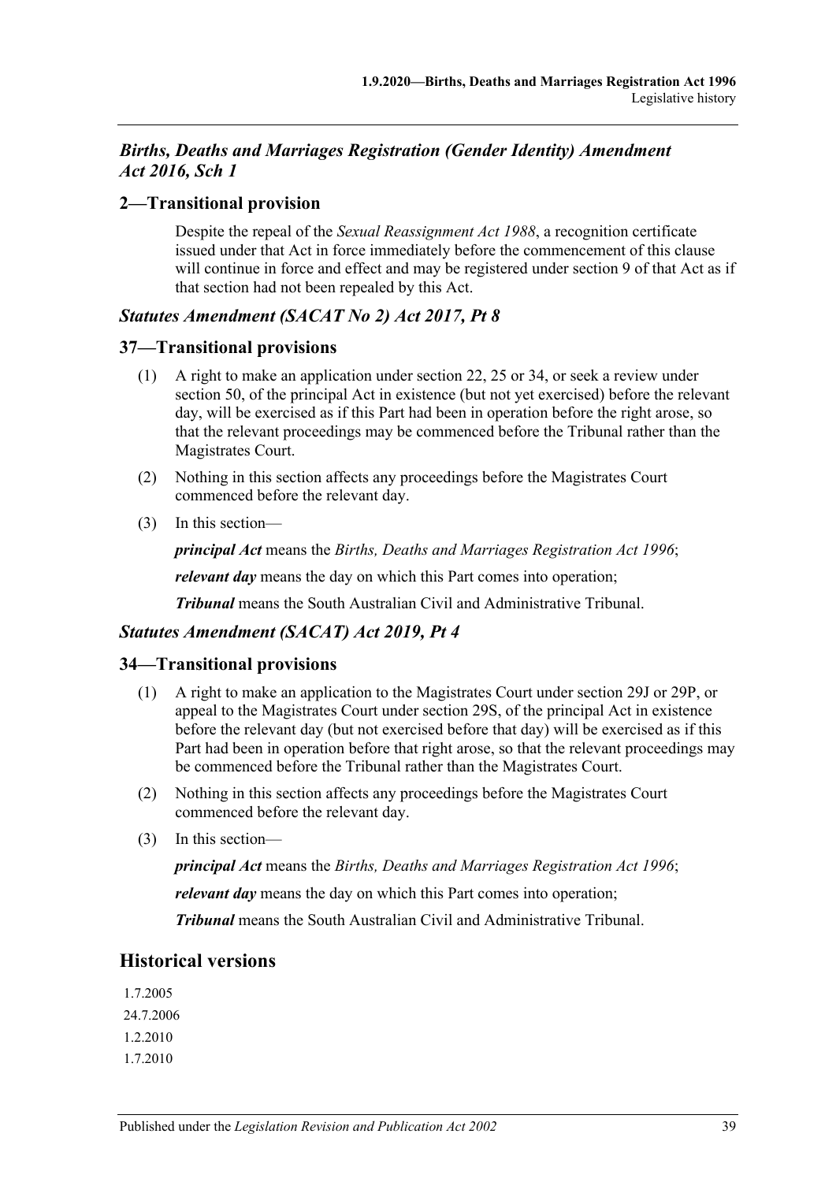### *Births, Deaths and Marriages Registration (Gender Identity) Amendment Act 2016, Sch 1*

## 2—Transitional provision

Despite the repeal of the *Sexual Reassignment Act 1988*, a recognition certificate issued under that Act in force immediately before the commencement of this clause will continue in force and effect and may be registered under section 9 of that Act as if that section had not been repealed by this Act.

### *Statutes Amendment (SACAT No 2) Act 2017, Pt 8*

## 37—Transitional provisions

(1) A right to make an application under section 22, 25 or 34, or seek a review under section 50, of the principal Act in existence (but not yet exercised) before the relevant day, will be exercised as if this Part had been in operation before the right arose, so that the relevant proceedings may be commenced before the Tribunal rather than the Magistrates Court.

(2) Nothing in this section affects any proceedings before the Magistrates Court commenced before the relevant day.

(3) In this section—

***principal Act*** means the *Births, Deaths and Marriages Registration Act 1996*;

***relevant day*** means the day on which this Part comes into operation;

***Tribunal*** means the South Australian Civil and Administrative Tribunal.

### *Statutes Amendment (SACAT) Act 2019, Pt 4*

## 34—Transitional provisions

(1) A right to make an application to the Magistrates Court under section 29J or 29P, or appeal to the Magistrates Court under section 29S, of the principal Act in existence before the relevant day (but not exercised before that day) will be exercised as if this Part had been in operation before that right arose, so that the relevant proceedings may be commenced before the Tribunal rather than the Magistrates Court.

(2) Nothing in this section affects any proceedings before the Magistrates Court commenced before the relevant day.

(3) In this section—

***principal Act*** means the *Births, Deaths and Marriages Registration Act 1996*;

***relevant day*** means the day on which this Part comes into operation;

***Tribunal*** means the South Australian Civil and Administrative Tribunal.

# Historical versions

1.7.2005

24.7.2006

1.2.2010

1.7.2010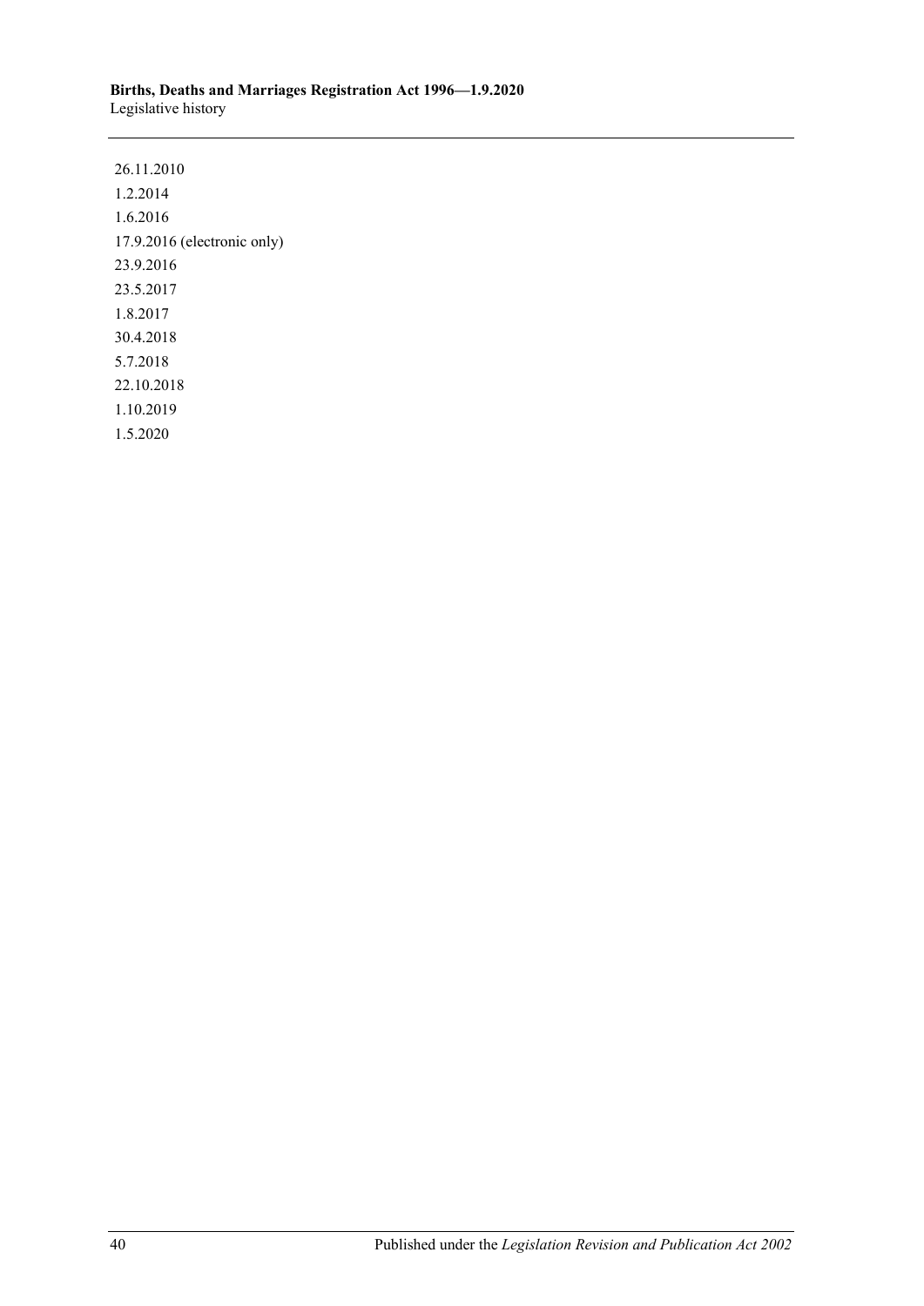26.11.2010

1.2.2014

1.6.2016

17.9.2016 (electronic only)

23.9.2016

23.5.2017

1.8.2017

30.4.2018

5.7.2018

22.10.2018

1.10.2019

1.5.2020